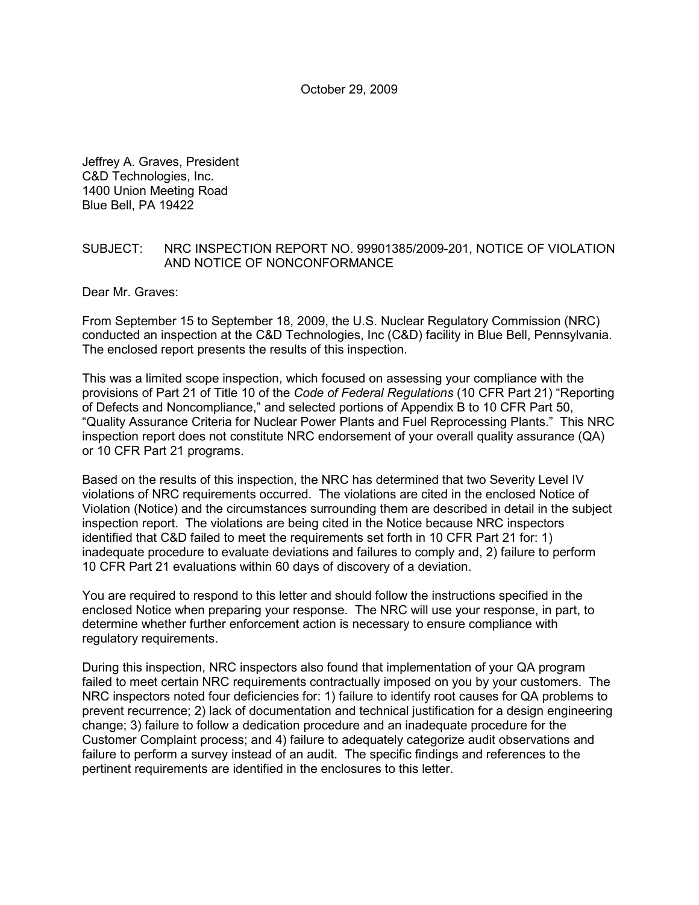October 29, 2009

Jeffrey A. Graves, President
C&D Technologies, Inc.
1400 Union Meeting Road
Blue Bell, PA 19422

SUBJECT: NRC INSPECTION REPORT NO. 99901385/2009-201, NOTICE OF VIOLATION AND NOTICE OF NONCONFORMANCE

Dear Mr. Graves:

From September 15 to September 18, 2009, the U.S. Nuclear Regulatory Commission (NRC) conducted an inspection at the C&D Technologies, Inc (C&D) facility in Blue Bell, Pennsylvania. The enclosed report presents the results of this inspection.

This was a limited scope inspection, which focused on assessing your compliance with the provisions of Part 21 of Title 10 of the *Code of Federal Regulations* (10 CFR Part 21) "Reporting of Defects and Noncompliance," and selected portions of Appendix B to 10 CFR Part 50, "Quality Assurance Criteria for Nuclear Power Plants and Fuel Reprocessing Plants." This NRC inspection report does not constitute NRC endorsement of your overall quality assurance (QA) or 10 CFR Part 21 programs.

Based on the results of this inspection, the NRC has determined that two Severity Level IV violations of NRC requirements occurred. The violations are cited in the enclosed Notice of Violation (Notice) and the circumstances surrounding them are described in detail in the subject inspection report. The violations are being cited in the Notice because NRC inspectors identified that C&D failed to meet the requirements set forth in 10 CFR Part 21 for: 1) inadequate procedure to evaluate deviations and failures to comply and, 2) failure to perform 10 CFR Part 21 evaluations within 60 days of discovery of a deviation.

You are required to respond to this letter and should follow the instructions specified in the enclosed Notice when preparing your response. The NRC will use your response, in part, to determine whether further enforcement action is necessary to ensure compliance with regulatory requirements.

During this inspection, NRC inspectors also found that implementation of your QA program failed to meet certain NRC requirements contractually imposed on you by your customers. The NRC inspectors noted four deficiencies for: 1) failure to identify root causes for QA problems to prevent recurrence; 2) lack of documentation and technical justification for a design engineering change; 3) failure to follow a dedication procedure and an inadequate procedure for the Customer Complaint process; and 4) failure to adequately categorize audit observations and failure to perform a survey instead of an audit. The specific findings and references to the pertinent requirements are identified in the enclosures to this letter.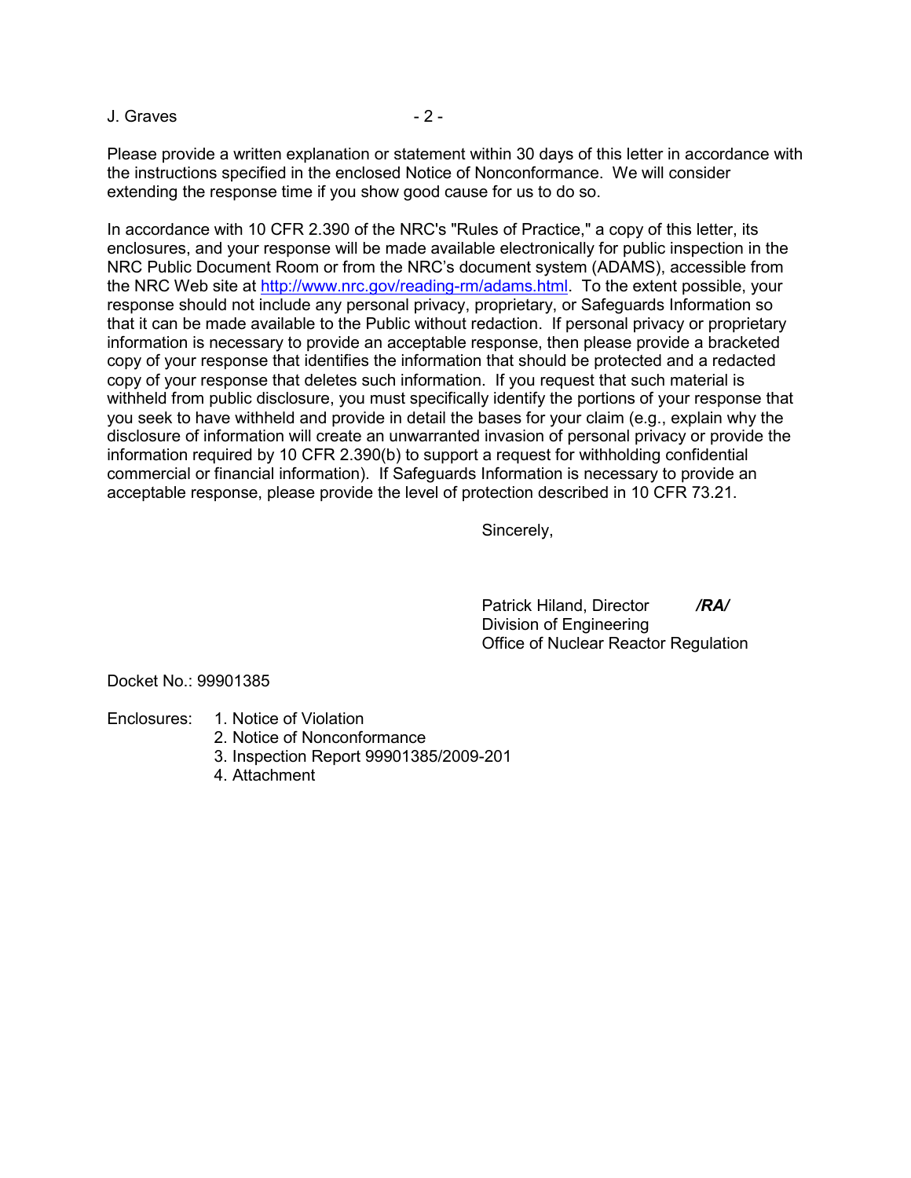Please provide a written explanation or statement within 30 days of this letter in accordance with the instructions specified in the enclosed Notice of Nonconformance. We will consider extending the response time if you show good cause for us to do so.

In accordance with 10 CFR 2.390 of the NRC's "Rules of Practice," a copy of this letter, its enclosures, and your response will be made available electronically for public inspection in the NRC Public Document Room or from the NRC's document system (ADAMS), accessible from the NRC Web site at http://www.nrc.gov/reading-rm/adams.html. To the extent possible, your response should not include any personal privacy, proprietary, or Safeguards Information so that it can be made available to the Public without redaction. If personal privacy or proprietary information is necessary to provide an acceptable response, then please provide a bracketed copy of your response that identifies the information that should be protected and a redacted copy of your response that deletes such information. If you request that such material is withheld from public disclosure, you must specifically identify the portions of your response that you seek to have withheld and provide in detail the bases for your claim (e.g., explain why the disclosure of information will create an unwarranted invasion of personal privacy or provide the information required by 10 CFR 2.390(b) to support a request for withholding confidential commercial or financial information). If Safeguards Information is necessary to provide an acceptable response, please provide the level of protection described in 10 CFR 73.21.

Sincerely,

Patrick Hiland, Director ***/RA/***
Division of Engineering
Office of Nuclear Reactor Regulation

Docket No.: 99901385

Enclosures:
1. Notice of Violation
2. Notice of Nonconformance
3. Inspection Report 99901385/2009-201
4. Attachment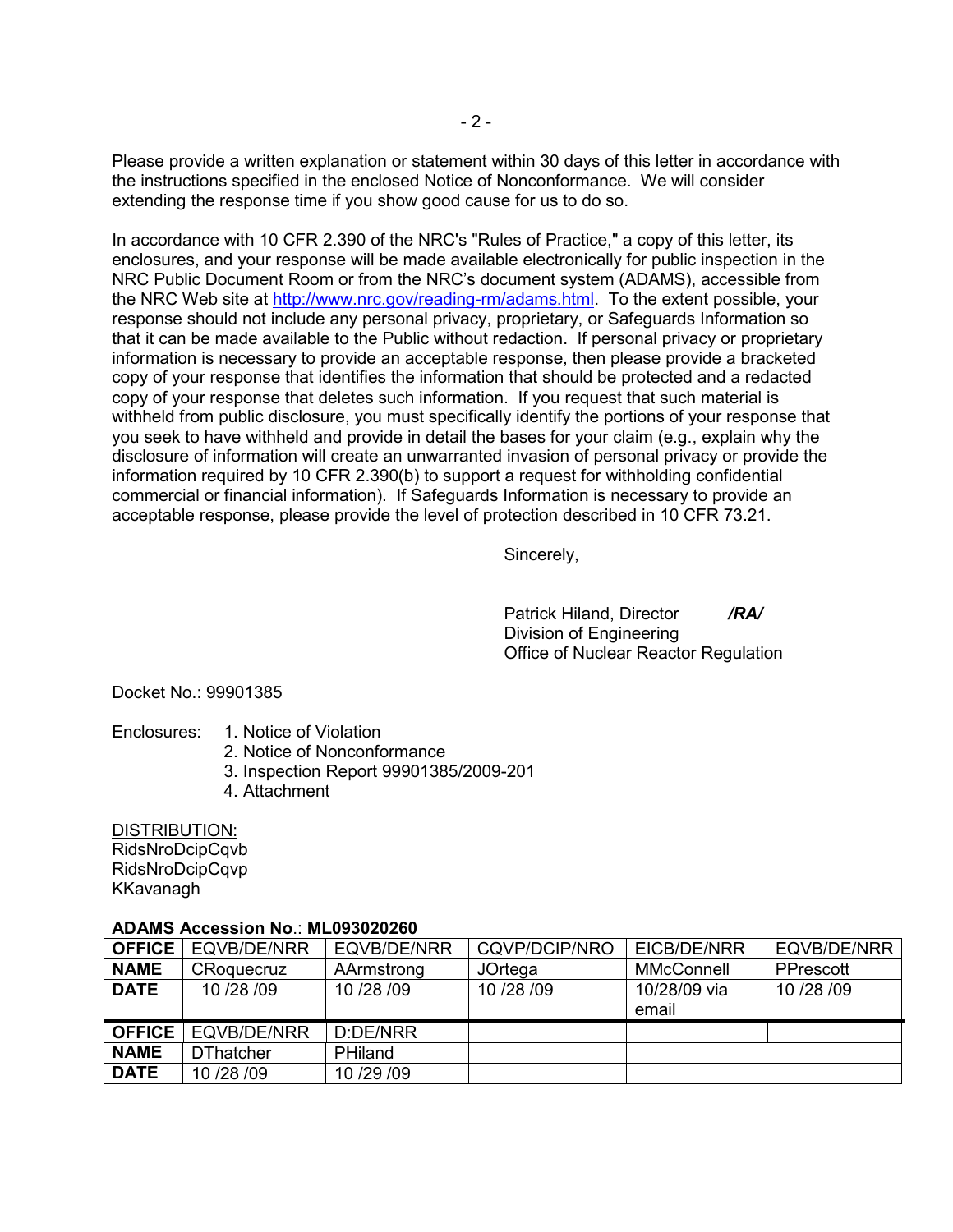Please provide a written explanation or statement within 30 days of this letter in accordance with the instructions specified in the enclosed Notice of Nonconformance. We will consider extending the response time if you show good cause for us to do so.

In accordance with 10 CFR 2.390 of the NRC's "Rules of Practice," a copy of this letter, its enclosures, and your response will be made available electronically for public inspection in the NRC Public Document Room or from the NRC's document system (ADAMS), accessible from the NRC Web site at http://www.nrc.gov/reading-rm/adams.html. To the extent possible, your response should not include any personal privacy, proprietary, or Safeguards Information so that it can be made available to the Public without redaction. If personal privacy or proprietary information is necessary to provide an acceptable response, then please provide a bracketed copy of your response that identifies the information that should be protected and a redacted copy of your response that deletes such information. If you request that such material is withheld from public disclosure, you must specifically identify the portions of your response that you seek to have withheld and provide in detail the bases for your claim (e.g., explain why the disclosure of information will create an unwarranted invasion of personal privacy or provide the information required by 10 CFR 2.390(b) to support a request for withholding confidential commercial or financial information). If Safeguards Information is necessary to provide an acceptable response, please provide the level of protection described in 10 CFR 73.21.

Sincerely,

Patrick Hiland, Director ***/RA/***
Division of Engineering
Office of Nuclear Reactor Regulation

Docket No.: 99901385

Enclosures:
1. Notice of Violation
2. Notice of Nonconformance
3. Inspection Report 99901385/2009-201
4. Attachment

DISTRIBUTION:
RidsNroDcipCqvb
RidsNroDcipCqvp
KKavanagh

**ADAMS Accession No**.: **ML093020260**

| **OFFICE** | EQVB/DE/NRR | EQVB/DE/NRR | CQVP/DCIP/NRO | EICB/DE/NRR | EQVB/DE/NRR |
|---|---|---|---|---|---|
| **NAME** | CRoquecruz | AArmstrong | JOrtega | MMcConnell | PPrescott |
| **DATE** | 10 /28 /09 | 10 /28 /09 | 10 /28 /09 | 10/28/09 via email | 10 /28 /09 |
| **OFFICE** | EQVB/DE/NRR | D:DE/NRR | | | |
| **NAME** | DThatcher | PHiland | | | |
| **DATE** | 10 /28 /09 | 10 /29 /09 | | | |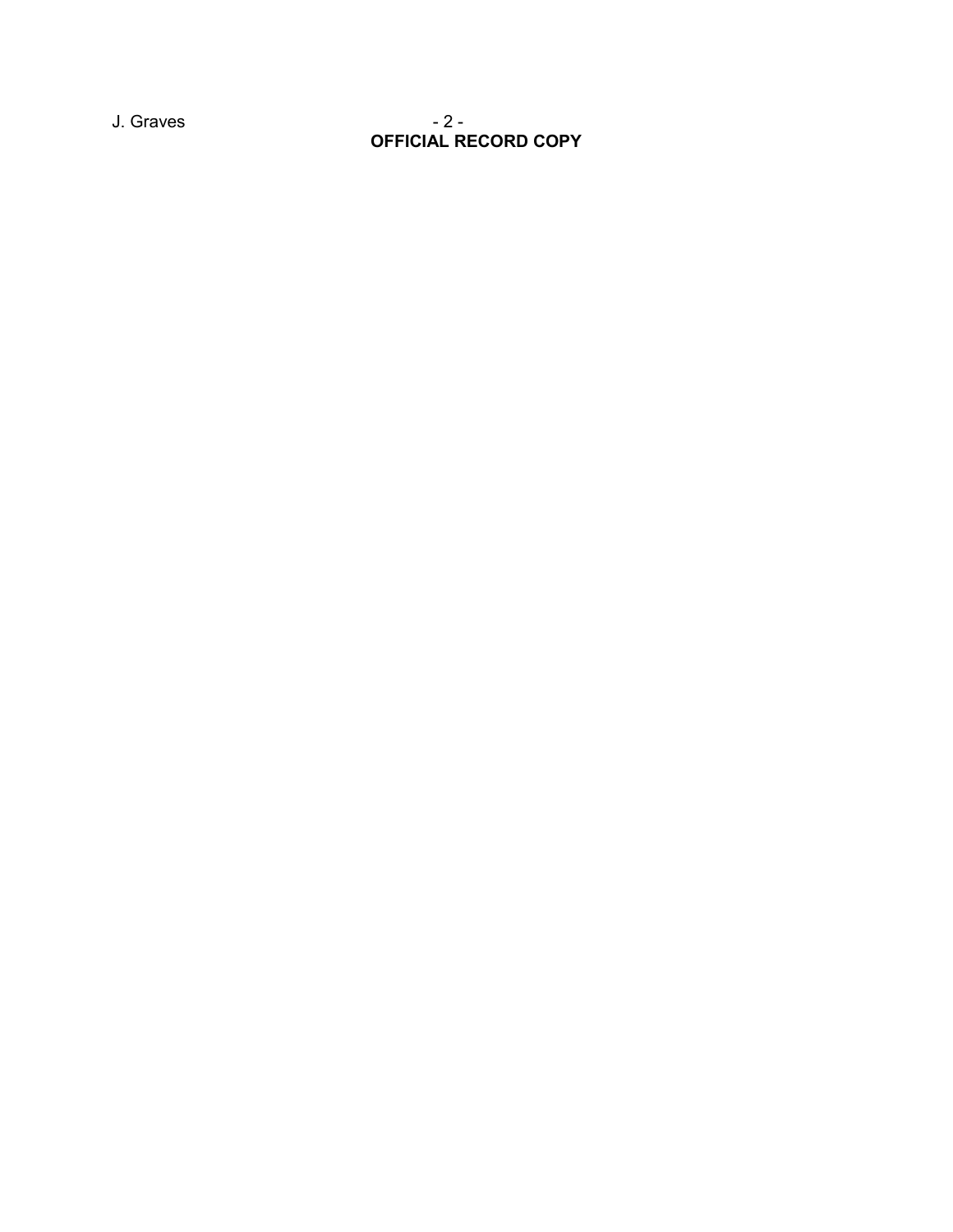**OFFICIAL RECORD COPY**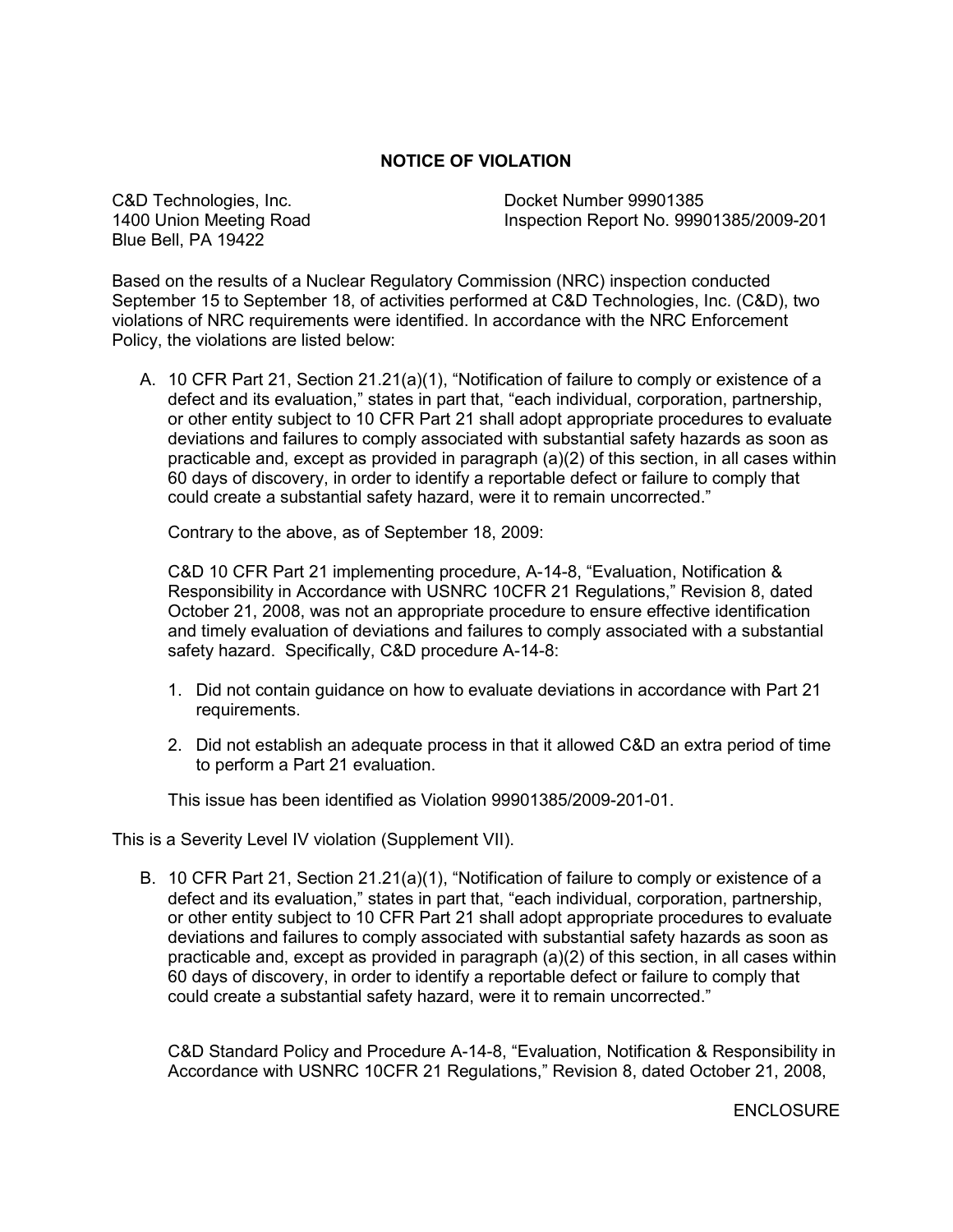## NOTICE OF VIOLATION

C&D Technologies, Inc.
1400 Union Meeting Road
Blue Bell, PA 19422

Docket Number 99901385
Inspection Report No. 99901385/2009-201

Based on the results of a Nuclear Regulatory Commission (NRC) inspection conducted September 15 to September 18, of activities performed at C&D Technologies, Inc. (C&D), two violations of NRC requirements were identified. In accordance with the NRC Enforcement Policy, the violations are listed below:

A. 10 CFR Part 21, Section 21.21(a)(1), "Notification of failure to comply or existence of a defect and its evaluation," states in part that, "each individual, corporation, partnership, or other entity subject to 10 CFR Part 21 shall adopt appropriate procedures to evaluate deviations and failures to comply associated with substantial safety hazards as soon as practicable and, except as provided in paragraph (a)(2) of this section, in all cases within 60 days of discovery, in order to identify a reportable defect or failure to comply that could create a substantial safety hazard, were it to remain uncorrected."

   Contrary to the above, as of September 18, 2009:

   C&D 10 CFR Part 21 implementing procedure, A-14-8, "Evaluation, Notification & Responsibility in Accordance with USNRC 10CFR 21 Regulations," Revision 8, dated October 21, 2008, was not an appropriate procedure to ensure effective identification and timely evaluation of deviations and failures to comply associated with a substantial safety hazard. Specifically, C&D procedure A-14-8:

   1. Did not contain guidance on how to evaluate deviations in accordance with Part 21 requirements.

   2. Did not establish an adequate process in that it allowed C&D an extra period of time to perform a Part 21 evaluation.

   This issue has been identified as Violation 99901385/2009-201-01.

This is a Severity Level IV violation (Supplement VII).

B. 10 CFR Part 21, Section 21.21(a)(1), "Notification of failure to comply or existence of a defect and its evaluation," states in part that, "each individual, corporation, partnership, or other entity subject to 10 CFR Part 21 shall adopt appropriate procedures to evaluate deviations and failures to comply associated with substantial safety hazards as soon as practicable and, except as provided in paragraph (a)(2) of this section, in all cases within 60 days of discovery, in order to identify a reportable defect or failure to comply that could create a substantial safety hazard, were it to remain uncorrected."

   C&D Standard Policy and Procedure A-14-8, "Evaluation, Notification & Responsibility in Accordance with USNRC 10CFR 21 Regulations," Revision 8, dated October 21, 2008,

ENCLOSURE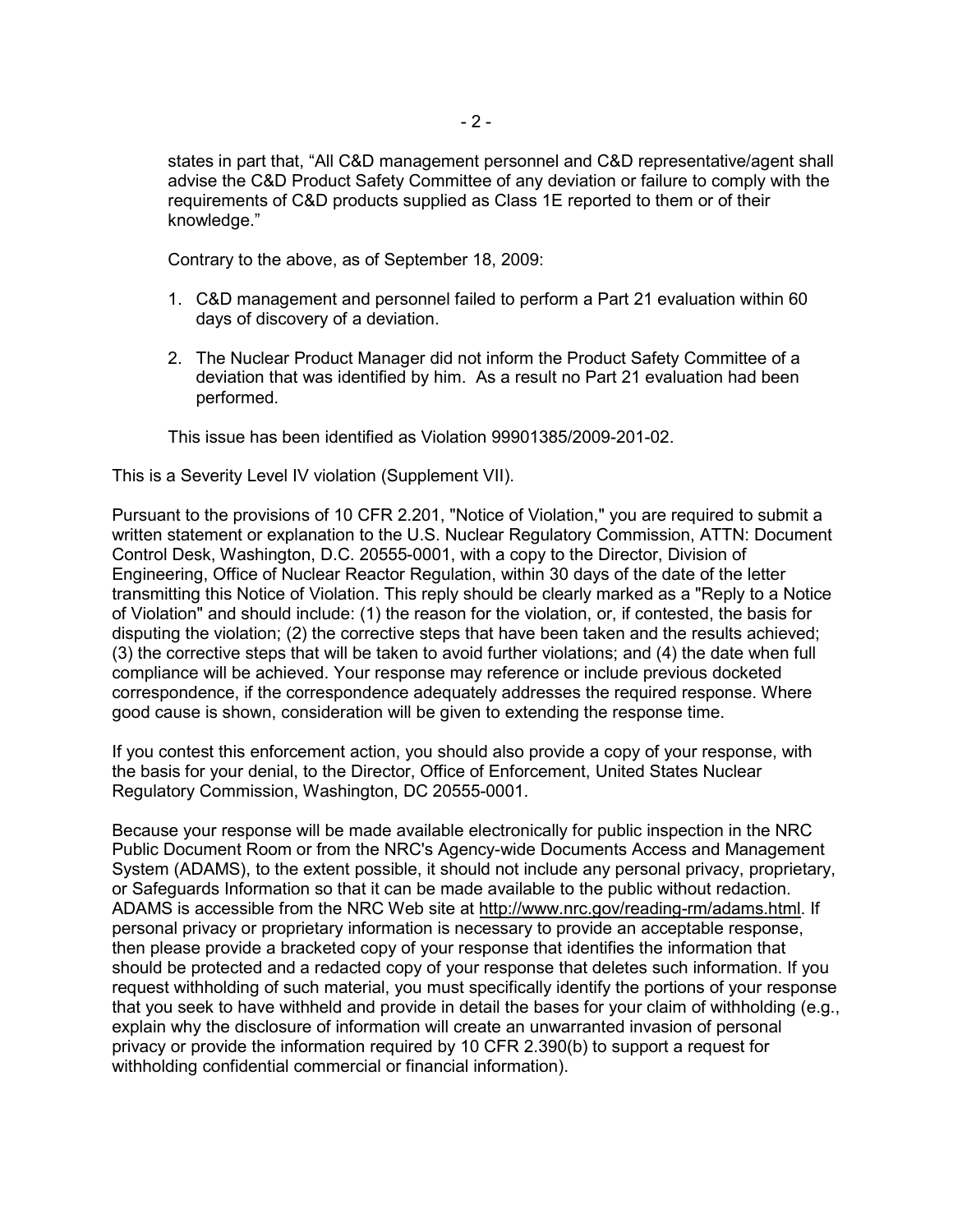states in part that, "All C&D management personnel and C&D representative/agent shall advise the C&D Product Safety Committee of any deviation or failure to comply with the requirements of C&D products supplied as Class 1E reported to them or of their knowledge."

Contrary to the above, as of September 18, 2009:

1. C&D management and personnel failed to perform a Part 21 evaluation within 60 days of discovery of a deviation.
2. The Nuclear Product Manager did not inform the Product Safety Committee of a deviation that was identified by him. As a result no Part 21 evaluation had been performed.

This issue has been identified as Violation 99901385/2009-201-02.

This is a Severity Level IV violation (Supplement VII).

Pursuant to the provisions of 10 CFR 2.201, "Notice of Violation," you are required to submit a written statement or explanation to the U.S. Nuclear Regulatory Commission, ATTN: Document Control Desk, Washington, D.C. 20555-0001, with a copy to the Director, Division of Engineering, Office of Nuclear Reactor Regulation, within 30 days of the date of the letter transmitting this Notice of Violation. This reply should be clearly marked as a "Reply to a Notice of Violation" and should include: (1) the reason for the violation, or, if contested, the basis for disputing the violation; (2) the corrective steps that have been taken and the results achieved; (3) the corrective steps that will be taken to avoid further violations; and (4) the date when full compliance will be achieved. Your response may reference or include previous docketed correspondence, if the correspondence adequately addresses the required response. Where good cause is shown, consideration will be given to extending the response time.

If you contest this enforcement action, you should also provide a copy of your response, with the basis for your denial, to the Director, Office of Enforcement, United States Nuclear Regulatory Commission, Washington, DC 20555-0001.

Because your response will be made available electronically for public inspection in the NRC Public Document Room or from the NRC's Agency-wide Documents Access and Management System (ADAMS), to the extent possible, it should not include any personal privacy, proprietary, or Safeguards Information so that it can be made available to the public without redaction. ADAMS is accessible from the NRC Web site at http://www.nrc.gov/reading-rm/adams.html. If personal privacy or proprietary information is necessary to provide an acceptable response, then please provide a bracketed copy of your response that identifies the information that should be protected and a redacted copy of your response that deletes such information. If you request withholding of such material, you must specifically identify the portions of your response that you seek to have withheld and provide in detail the bases for your claim of withholding (e.g., explain why the disclosure of information will create an unwarranted invasion of personal privacy or provide the information required by 10 CFR 2.390(b) to support a request for withholding confidential commercial or financial information).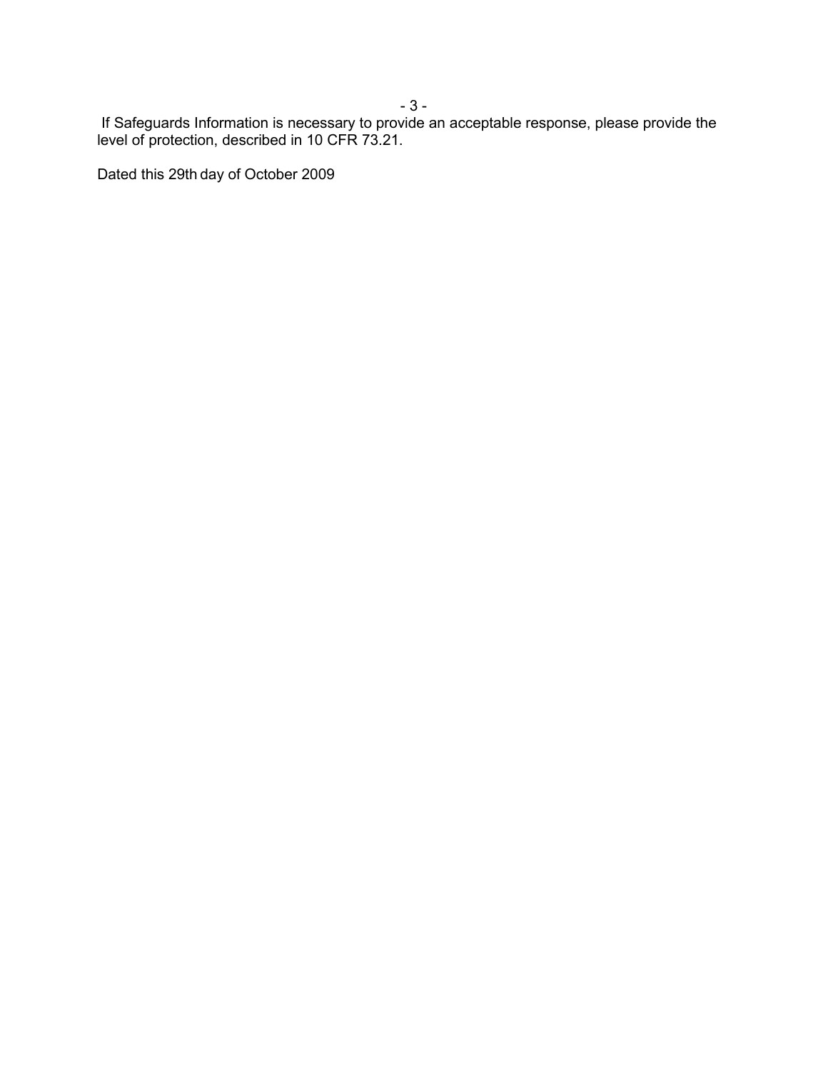If Safeguards Information is necessary to provide an acceptable response, please provide the level of protection, described in 10 CFR 73.21.

Dated this 29th day of October 2009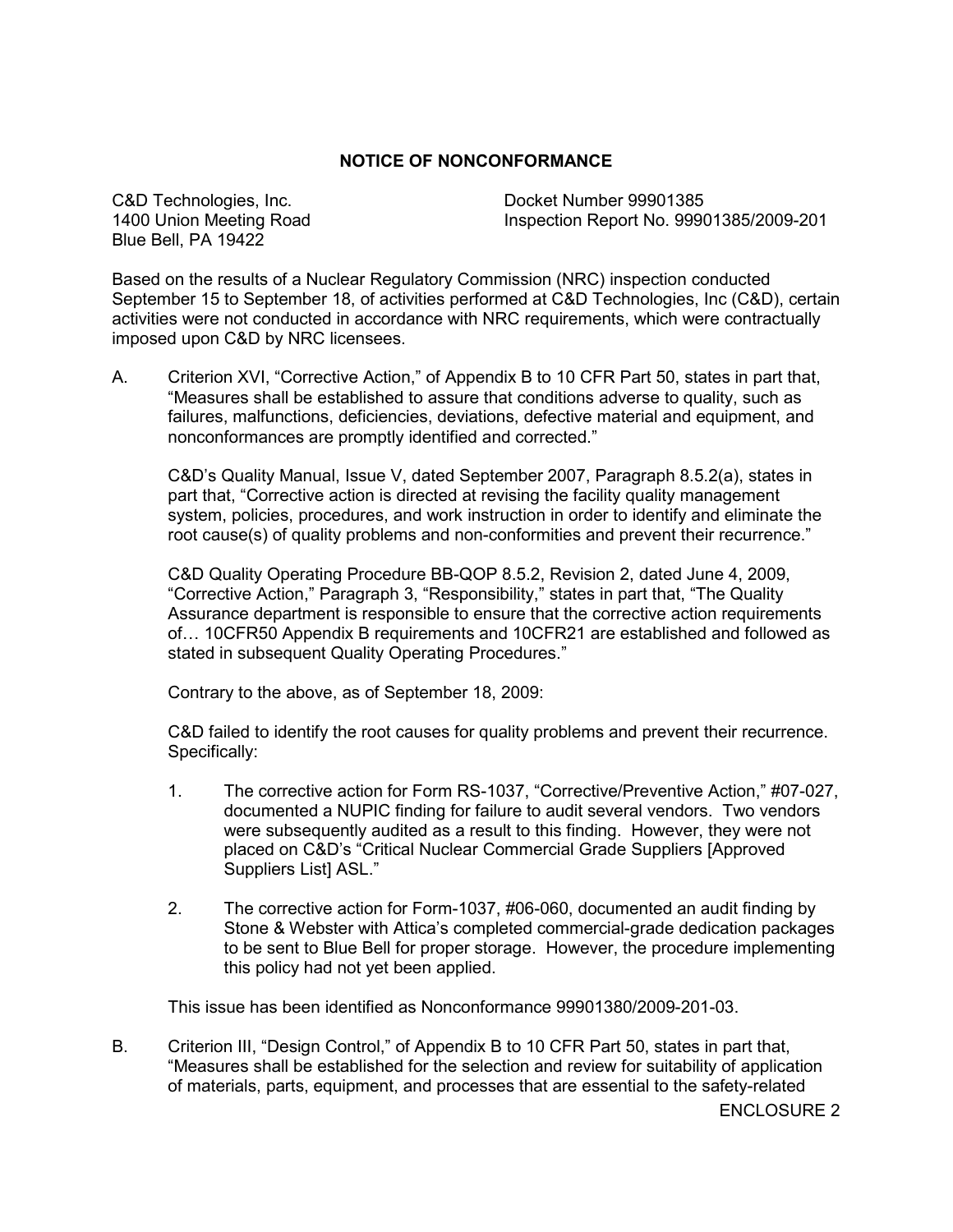## NOTICE OF NONCONFORMANCE

C&D Technologies, Inc.
1400 Union Meeting Road
Blue Bell, PA 19422

Docket Number 99901385
Inspection Report No. 99901385/2009-201

Based on the results of a Nuclear Regulatory Commission (NRC) inspection conducted September 15 to September 18, of activities performed at C&D Technologies, Inc (C&D), certain activities were not conducted in accordance with NRC requirements, which were contractually imposed upon C&D by NRC licensees.

A. Criterion XVI, "Corrective Action," of Appendix B to 10 CFR Part 50, states in part that, "Measures shall be established to assure that conditions adverse to quality, such as failures, malfunctions, deficiencies, deviations, defective material and equipment, and nonconformances are promptly identified and corrected."

   C&D's Quality Manual, Issue V, dated September 2007, Paragraph 8.5.2(a), states in part that, "Corrective action is directed at revising the facility quality management system, policies, procedures, and work instruction in order to identify and eliminate the root cause(s) of quality problems and non-conformities and prevent their recurrence."

   C&D Quality Operating Procedure BB-QOP 8.5.2, Revision 2, dated June 4, 2009, "Corrective Action," Paragraph 3, "Responsibility," states in part that, "The Quality Assurance department is responsible to ensure that the corrective action requirements of… 10CFR50 Appendix B requirements and 10CFR21 are established and followed as stated in subsequent Quality Operating Procedures."

   Contrary to the above, as of September 18, 2009:

   C&D failed to identify the root causes for quality problems and prevent their recurrence. Specifically:

   1. The corrective action for Form RS-1037, "Corrective/Preventive Action," #07-027, documented a NUPIC finding for failure to audit several vendors. Two vendors were subsequently audited as a result to this finding. However, they were not placed on C&D's "Critical Nuclear Commercial Grade Suppliers [Approved Suppliers List] ASL."

   2. The corrective action for Form-1037, #06-060, documented an audit finding by Stone & Webster with Attica's completed commercial-grade dedication packages to be sent to Blue Bell for proper storage. However, the procedure implementing this policy had not yet been applied.

   This issue has been identified as Nonconformance 99901380/2009-201-03.

B. Criterion III, "Design Control," of Appendix B to 10 CFR Part 50, states in part that, "Measures shall be established for the selection and review for suitability of application of materials, parts, equipment, and processes that are essential to the safety-related

ENCLOSURE 2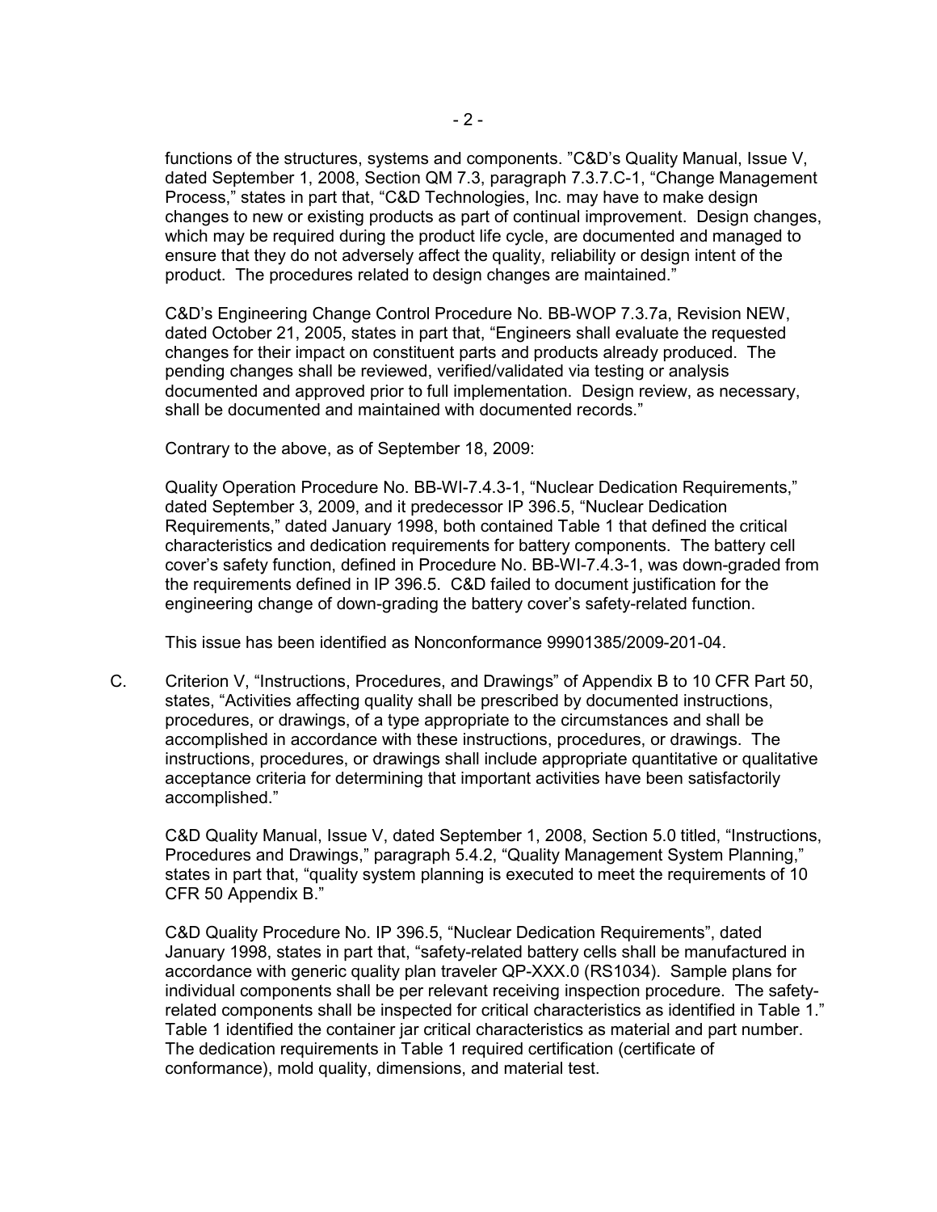functions of the structures, systems and components. "C&D's Quality Manual, Issue V, dated September 1, 2008, Section QM 7.3, paragraph 7.3.7.C-1, "Change Management Process," states in part that, "C&D Technologies, Inc. may have to make design changes to new or existing products as part of continual improvement. Design changes, which may be required during the product life cycle, are documented and managed to ensure that they do not adversely affect the quality, reliability or design intent of the product. The procedures related to design changes are maintained."

C&D's Engineering Change Control Procedure No. BB-WOP 7.3.7a, Revision NEW, dated October 21, 2005, states in part that, "Engineers shall evaluate the requested changes for their impact on constituent parts and products already produced. The pending changes shall be reviewed, verified/validated via testing or analysis documented and approved prior to full implementation. Design review, as necessary, shall be documented and maintained with documented records."

Contrary to the above, as of September 18, 2009:

Quality Operation Procedure No. BB-WI-7.4.3-1, "Nuclear Dedication Requirements," dated September 3, 2009, and it predecessor IP 396.5, "Nuclear Dedication Requirements," dated January 1998, both contained Table 1 that defined the critical characteristics and dedication requirements for battery components. The battery cell cover's safety function, defined in Procedure No. BB-WI-7.4.3-1, was down-graded from the requirements defined in IP 396.5. C&D failed to document justification for the engineering change of down-grading the battery cover's safety-related function.

This issue has been identified as Nonconformance 99901385/2009-201-04.

C. Criterion V, "Instructions, Procedures, and Drawings" of Appendix B to 10 CFR Part 50, states, "Activities affecting quality shall be prescribed by documented instructions, procedures, or drawings, of a type appropriate to the circumstances and shall be accomplished in accordance with these instructions, procedures, or drawings. The instructions, procedures, or drawings shall include appropriate quantitative or qualitative acceptance criteria for determining that important activities have been satisfactorily accomplished."

C&D Quality Manual, Issue V, dated September 1, 2008, Section 5.0 titled, "Instructions, Procedures and Drawings," paragraph 5.4.2, "Quality Management System Planning," states in part that, "quality system planning is executed to meet the requirements of 10 CFR 50 Appendix B."

C&D Quality Procedure No. IP 396.5, "Nuclear Dedication Requirements", dated January 1998, states in part that, "safety-related battery cells shall be manufactured in accordance with generic quality plan traveler QP-XXX.0 (RS1034). Sample plans for individual components shall be per relevant receiving inspection procedure. The safety-related components shall be inspected for critical characteristics as identified in Table 1." Table 1 identified the container jar critical characteristics as material and part number. The dedication requirements in Table 1 required certification (certificate of conformance), mold quality, dimensions, and material test.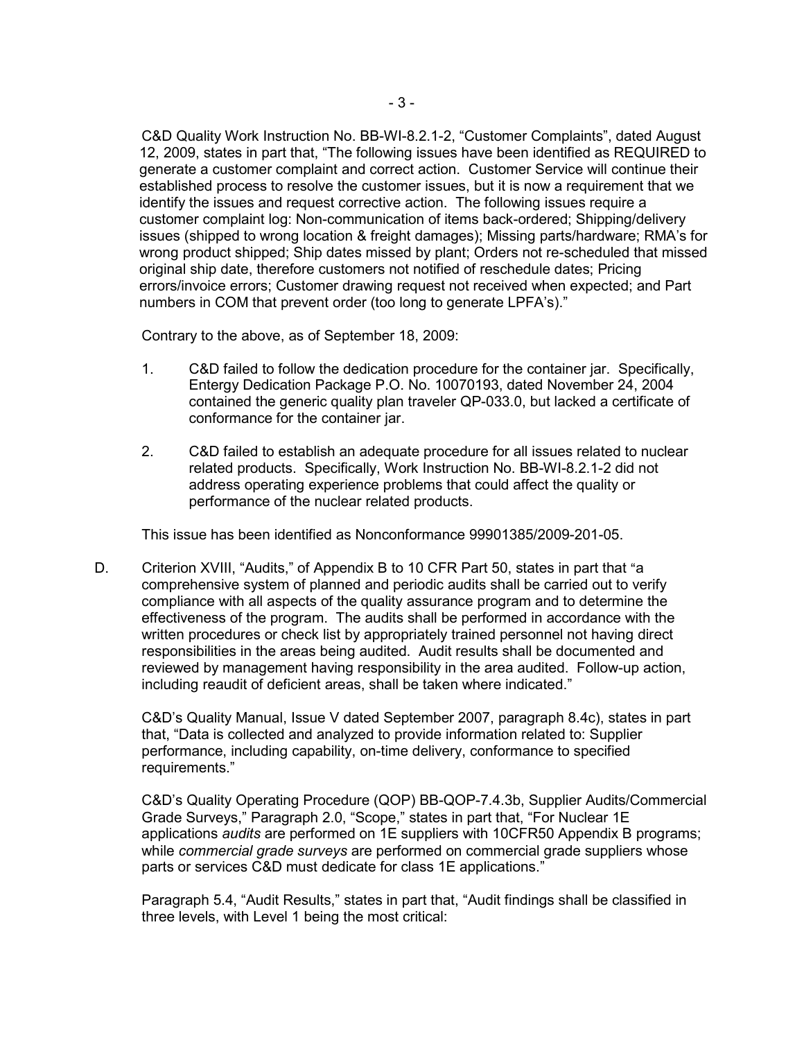C&D Quality Work Instruction No. BB-WI-8.2.1-2, "Customer Complaints", dated August 12, 2009, states in part that, "The following issues have been identified as REQUIRED to generate a customer complaint and correct action. Customer Service will continue their established process to resolve the customer issues, but it is now a requirement that we identify the issues and request corrective action. The following issues require a customer complaint log: Non-communication of items back-ordered; Shipping/delivery issues (shipped to wrong location & freight damages); Missing parts/hardware; RMA's for wrong product shipped; Ship dates missed by plant; Orders not re-scheduled that missed original ship date, therefore customers not notified of reschedule dates; Pricing errors/invoice errors; Customer drawing request not received when expected; and Part numbers in COM that prevent order (too long to generate LPFA's)."

Contrary to the above, as of September 18, 2009:

1. C&D failed to follow the dedication procedure for the container jar. Specifically, Entergy Dedication Package P.O. No. 10070193, dated November 24, 2004 contained the generic quality plan traveler QP-033.0, but lacked a certificate of conformance for the container jar.

2. C&D failed to establish an adequate procedure for all issues related to nuclear related products. Specifically, Work Instruction No. BB-WI-8.2.1-2 did not address operating experience problems that could affect the quality or performance of the nuclear related products.

This issue has been identified as Nonconformance 99901385/2009-201-05.

D. Criterion XVIII, "Audits," of Appendix B to 10 CFR Part 50, states in part that "a comprehensive system of planned and periodic audits shall be carried out to verify compliance with all aspects of the quality assurance program and to determine the effectiveness of the program. The audits shall be performed in accordance with the written procedures or check list by appropriately trained personnel not having direct responsibilities in the areas being audited. Audit results shall be documented and reviewed by management having responsibility in the area audited. Follow-up action, including reaudit of deficient areas, shall be taken where indicated."

C&D's Quality Manual, Issue V dated September 2007, paragraph 8.4c), states in part that, "Data is collected and analyzed to provide information related to: Supplier performance, including capability, on-time delivery, conformance to specified requirements."

C&D's Quality Operating Procedure (QOP) BB-QOP-7.4.3b, Supplier Audits/Commercial Grade Surveys," Paragraph 2.0, "Scope," states in part that, "For Nuclear 1E applications *audits* are performed on 1E suppliers with 10CFR50 Appendix B programs; while *commercial grade surveys* are performed on commercial grade suppliers whose parts or services C&D must dedicate for class 1E applications."

Paragraph 5.4, "Audit Results," states in part that, "Audit findings shall be classified in three levels, with Level 1 being the most critical: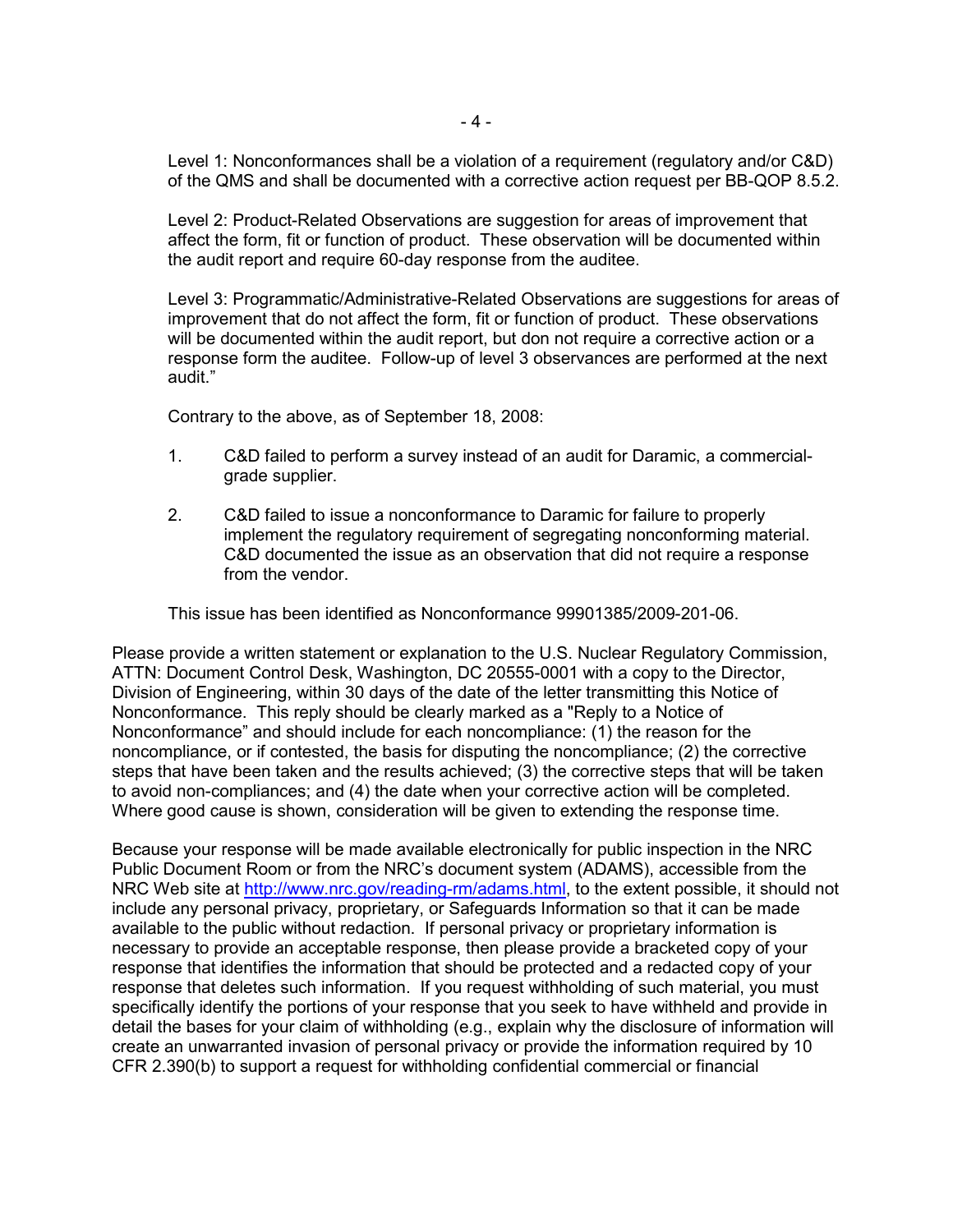Level 1: Nonconformances shall be a violation of a requirement (regulatory and/or C&D) of the QMS and shall be documented with a corrective action request per BB-QOP 8.5.2.

Level 2: Product-Related Observations are suggestion for areas of improvement that affect the form, fit or function of product. These observation will be documented within the audit report and require 60-day response from the auditee.

Level 3: Programmatic/Administrative-Related Observations are suggestions for areas of improvement that do not affect the form, fit or function of product. These observations will be documented within the audit report, but don not require a corrective action or a response form the auditee. Follow-up of level 3 observances are performed at the next audit."

Contrary to the above, as of September 18, 2008:

1. C&D failed to perform a survey instead of an audit for Daramic, a commercial-grade supplier.

2. C&D failed to issue a nonconformance to Daramic for failure to properly implement the regulatory requirement of segregating nonconforming material. C&D documented the issue as an observation that did not require a response from the vendor.

This issue has been identified as Nonconformance 99901385/2009-201-06.

Please provide a written statement or explanation to the U.S. Nuclear Regulatory Commission, ATTN: Document Control Desk, Washington, DC 20555-0001 with a copy to the Director, Division of Engineering, within 30 days of the date of the letter transmitting this Notice of Nonconformance. This reply should be clearly marked as a "Reply to a Notice of Nonconformance" and should include for each noncompliance: (1) the reason for the noncompliance, or if contested, the basis for disputing the noncompliance; (2) the corrective steps that have been taken and the results achieved; (3) the corrective steps that will be taken to avoid non-compliances; and (4) the date when your corrective action will be completed. Where good cause is shown, consideration will be given to extending the response time.

Because your response will be made available electronically for public inspection in the NRC Public Document Room or from the NRC's document system (ADAMS), accessible from the NRC Web site at http://www.nrc.gov/reading-rm/adams.html, to the extent possible, it should not include any personal privacy, proprietary, or Safeguards Information so that it can be made available to the public without redaction. If personal privacy or proprietary information is necessary to provide an acceptable response, then please provide a bracketed copy of your response that identifies the information that should be protected and a redacted copy of your response that deletes such information. If you request withholding of such material, you must specifically identify the portions of your response that you seek to have withheld and provide in detail the bases for your claim of withholding (e.g., explain why the disclosure of information will create an unwarranted invasion of personal privacy or provide the information required by 10 CFR 2.390(b) to support a request for withholding confidential commercial or financial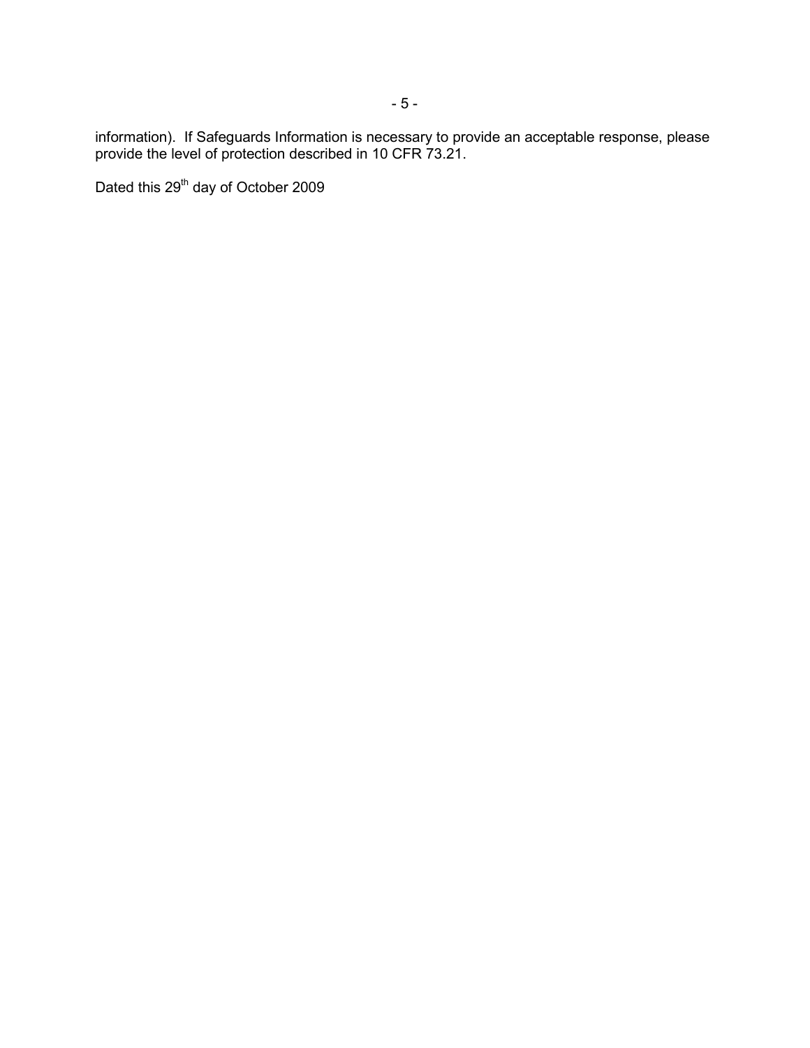information). If Safeguards Information is necessary to provide an acceptable response, please provide the level of protection described in 10 CFR 73.21.

Dated this 29th day of October 2009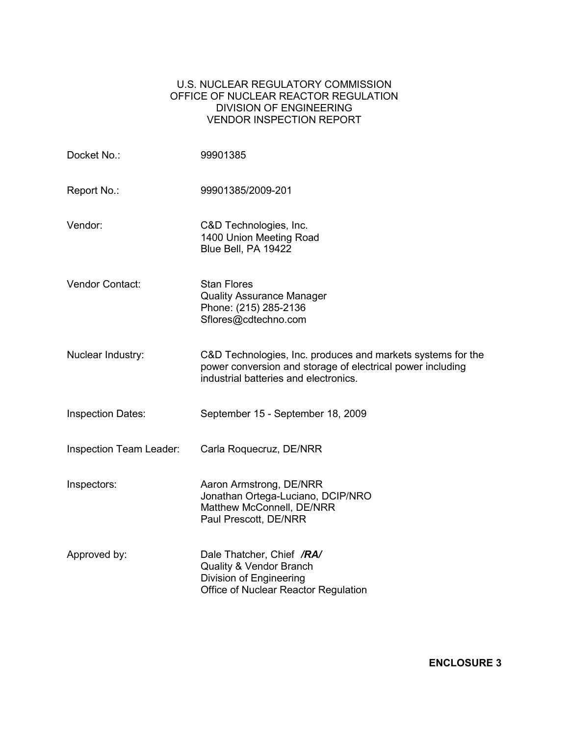U.S. NUCLEAR REGULATORY COMMISSION
OFFICE OF NUCLEAR REACTOR REGULATION
DIVISION OF ENGINEERING
VENDOR INSPECTION REPORT

| | |
|---|---|
| Docket No.: | 99901385 |
| Report No.: | 99901385/2009-201 |
| Vendor: | C&D Technologies, Inc.<br>1400 Union Meeting Road<br>Blue Bell, PA 19422 |
| Vendor Contact: | Stan Flores<br>Quality Assurance Manager<br>Phone: (215) 285-2136<br>Sflores@cdtechno.com |
| Nuclear Industry: | C&D Technologies, Inc. produces and markets systems for the power conversion and storage of electrical power including industrial batteries and electronics. |
| Inspection Dates: | September 15 - September 18, 2009 |
| Inspection Team Leader: | Carla Roquecruz, DE/NRR |
| Inspectors: | Aaron Armstrong, DE/NRR<br>Jonathan Ortega-Luciano, DCIP/NRO<br>Matthew McConnell, DE/NRR<br>Paul Prescott, DE/NRR |
| Approved by: | Dale Thatcher, Chief ***/RA/***<br>Quality & Vendor Branch<br>Division of Engineering<br>Office of Nuclear Reactor Regulation |

**ENCLOSURE 3**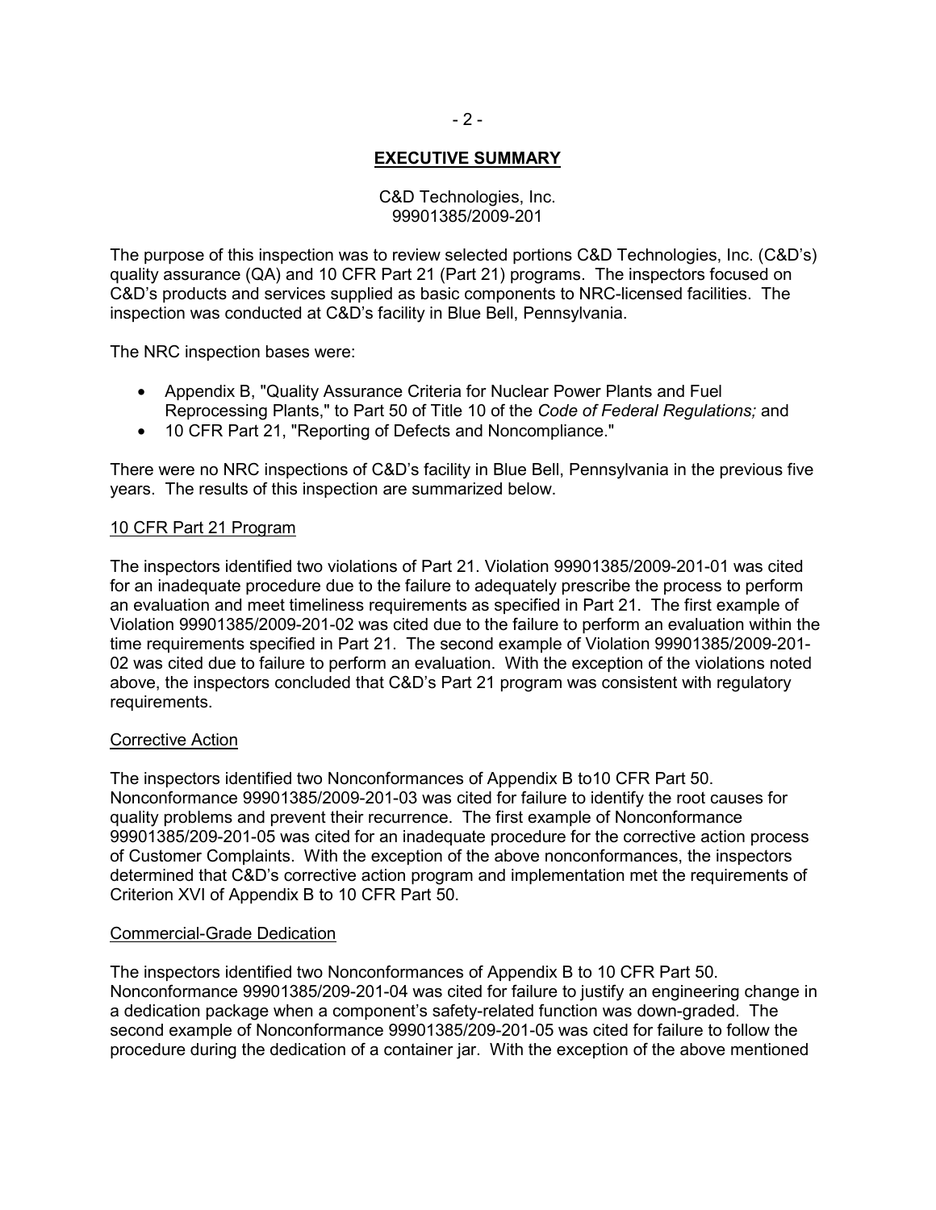## EXECUTIVE SUMMARY

C&D Technologies, Inc.
99901385/2009-201

The purpose of this inspection was to review selected portions C&D Technologies, Inc. (C&D's) quality assurance (QA) and 10 CFR Part 21 (Part 21) programs. The inspectors focused on C&D's products and services supplied as basic components to NRC-licensed facilities. The inspection was conducted at C&D's facility in Blue Bell, Pennsylvania.

The NRC inspection bases were:

- Appendix B, "Quality Assurance Criteria for Nuclear Power Plants and Fuel Reprocessing Plants," to Part 50 of Title 10 of the *Code of Federal Regulations;* and
- 10 CFR Part 21, "Reporting of Defects and Noncompliance."

There were no NRC inspections of C&D's facility in Blue Bell, Pennsylvania in the previous five years. The results of this inspection are summarized below.

### 10 CFR Part 21 Program

The inspectors identified two violations of Part 21. Violation 99901385/2009-201-01 was cited for an inadequate procedure due to the failure to adequately prescribe the process to perform an evaluation and meet timeliness requirements as specified in Part 21. The first example of Violation 99901385/2009-201-02 was cited due to the failure to perform an evaluation within the time requirements specified in Part 21. The second example of Violation 99901385/2009-201-02 was cited due to failure to perform an evaluation. With the exception of the violations noted above, the inspectors concluded that C&D's Part 21 program was consistent with regulatory requirements.

### Corrective Action

The inspectors identified two Nonconformances of Appendix B to10 CFR Part 50. Nonconformance 99901385/2009-201-03 was cited for failure to identify the root causes for quality problems and prevent their recurrence. The first example of Nonconformance 99901385/209-201-05 was cited for an inadequate procedure for the corrective action process of Customer Complaints. With the exception of the above nonconformances, the inspectors determined that C&D's corrective action program and implementation met the requirements of Criterion XVI of Appendix B to 10 CFR Part 50.

### Commercial-Grade Dedication

The inspectors identified two Nonconformances of Appendix B to 10 CFR Part 50. Nonconformance 99901385/209-201-04 was cited for failure to justify an engineering change in a dedication package when a component's safety-related function was down-graded. The second example of Nonconformance 99901385/209-201-05 was cited for failure to follow the procedure during the dedication of a container jar. With the exception of the above mentioned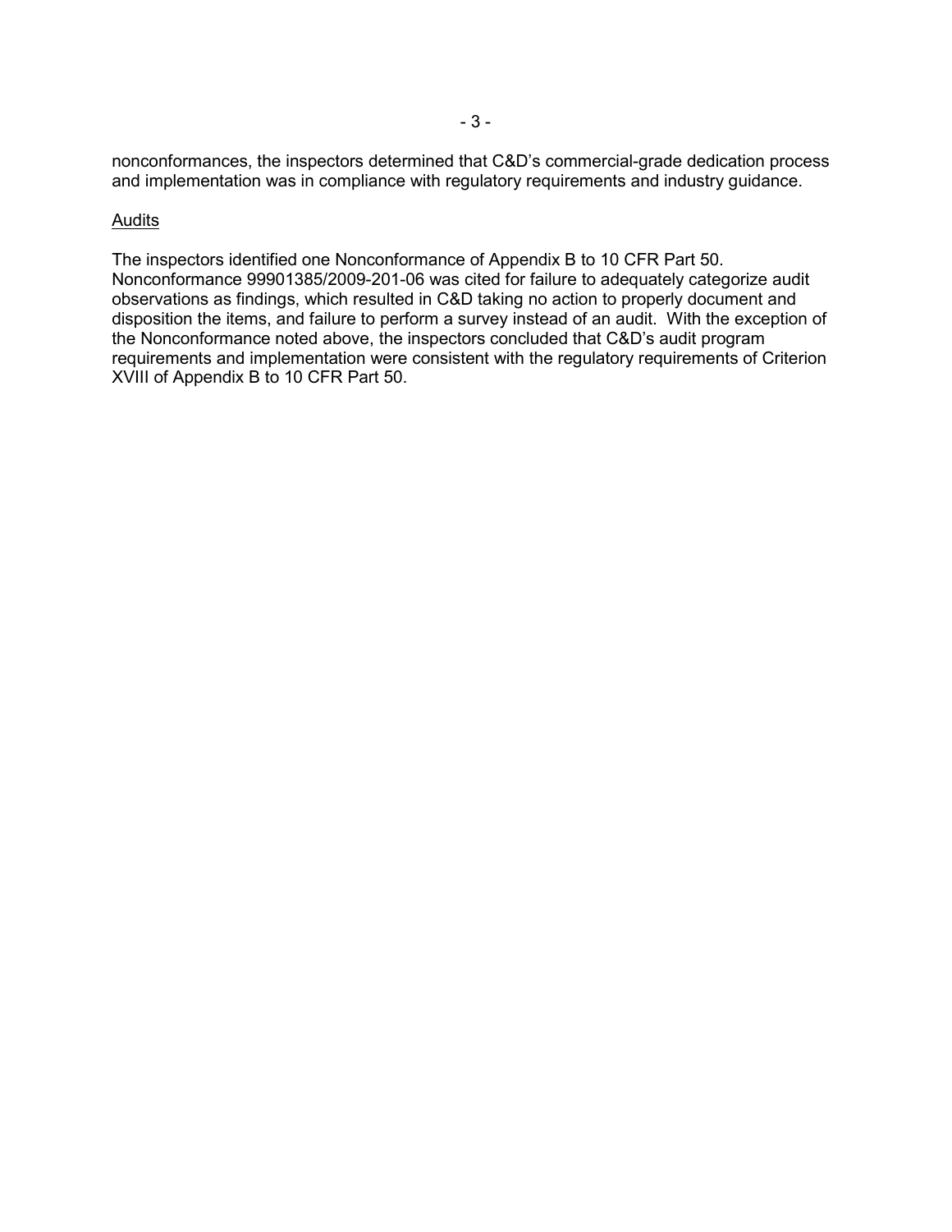nonconformances, the inspectors determined that C&D's commercial-grade dedication process and implementation was in compliance with regulatory requirements and industry guidance.

## Audits

The inspectors identified one Nonconformance of Appendix B to 10 CFR Part 50. Nonconformance 99901385/2009-201-06 was cited for failure to adequately categorize audit observations as findings, which resulted in C&D taking no action to properly document and disposition the items, and failure to perform a survey instead of an audit. With the exception of the Nonconformance noted above, the inspectors concluded that C&D's audit program requirements and implementation were consistent with the regulatory requirements of Criterion XVIII of Appendix B to 10 CFR Part 50.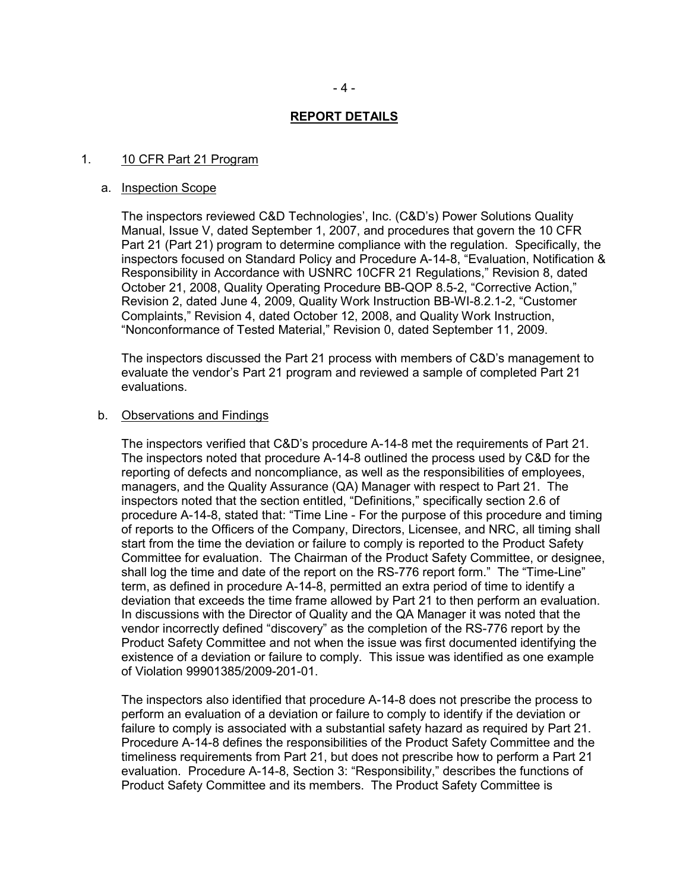## REPORT DETAILS

1. 10 CFR Part 21 Program

   a. Inspection Scope

   The inspectors reviewed C&D Technologies', Inc. (C&D's) Power Solutions Quality Manual, Issue V, dated September 1, 2007, and procedures that govern the 10 CFR Part 21 (Part 21) program to determine compliance with the regulation. Specifically, the inspectors focused on Standard Policy and Procedure A-14-8, "Evaluation, Notification & Responsibility in Accordance with USNRC 10CFR 21 Regulations," Revision 8, dated October 21, 2008, Quality Operating Procedure BB-QOP 8.5-2, "Corrective Action," Revision 2, dated June 4, 2009, Quality Work Instruction BB-WI-8.2.1-2, "Customer Complaints," Revision 4, dated October 12, 2008, and Quality Work Instruction, "Nonconformance of Tested Material," Revision 0, dated September 11, 2009.

   The inspectors discussed the Part 21 process with members of C&D's management to evaluate the vendor's Part 21 program and reviewed a sample of completed Part 21 evaluations.

   b. Observations and Findings

   The inspectors verified that C&D's procedure A-14-8 met the requirements of Part 21. The inspectors noted that procedure A-14-8 outlined the process used by C&D for the reporting of defects and noncompliance, as well as the responsibilities of employees, managers, and the Quality Assurance (QA) Manager with respect to Part 21. The inspectors noted that the section entitled, "Definitions," specifically section 2.6 of procedure A-14-8, stated that: "Time Line - For the purpose of this procedure and timing of reports to the Officers of the Company, Directors, Licensee, and NRC, all timing shall start from the time the deviation or failure to comply is reported to the Product Safety Committee for evaluation. The Chairman of the Product Safety Committee, or designee, shall log the time and date of the report on the RS-776 report form." The "Time-Line" term, as defined in procedure A-14-8, permitted an extra period of time to identify a deviation that exceeds the time frame allowed by Part 21 to then perform an evaluation. In discussions with the Director of Quality and the QA Manager it was noted that the vendor incorrectly defined "discovery" as the completion of the RS-776 report by the Product Safety Committee and not when the issue was first documented identifying the existence of a deviation or failure to comply. This issue was identified as one example of Violation 99901385/2009-201-01.

   The inspectors also identified that procedure A-14-8 does not prescribe the process to perform an evaluation of a deviation or failure to comply to identify if the deviation or failure to comply is associated with a substantial safety hazard as required by Part 21. Procedure A-14-8 defines the responsibilities of the Product Safety Committee and the timeliness requirements from Part 21, but does not prescribe how to perform a Part 21 evaluation. Procedure A-14-8, Section 3: "Responsibility," describes the functions of Product Safety Committee and its members. The Product Safety Committee is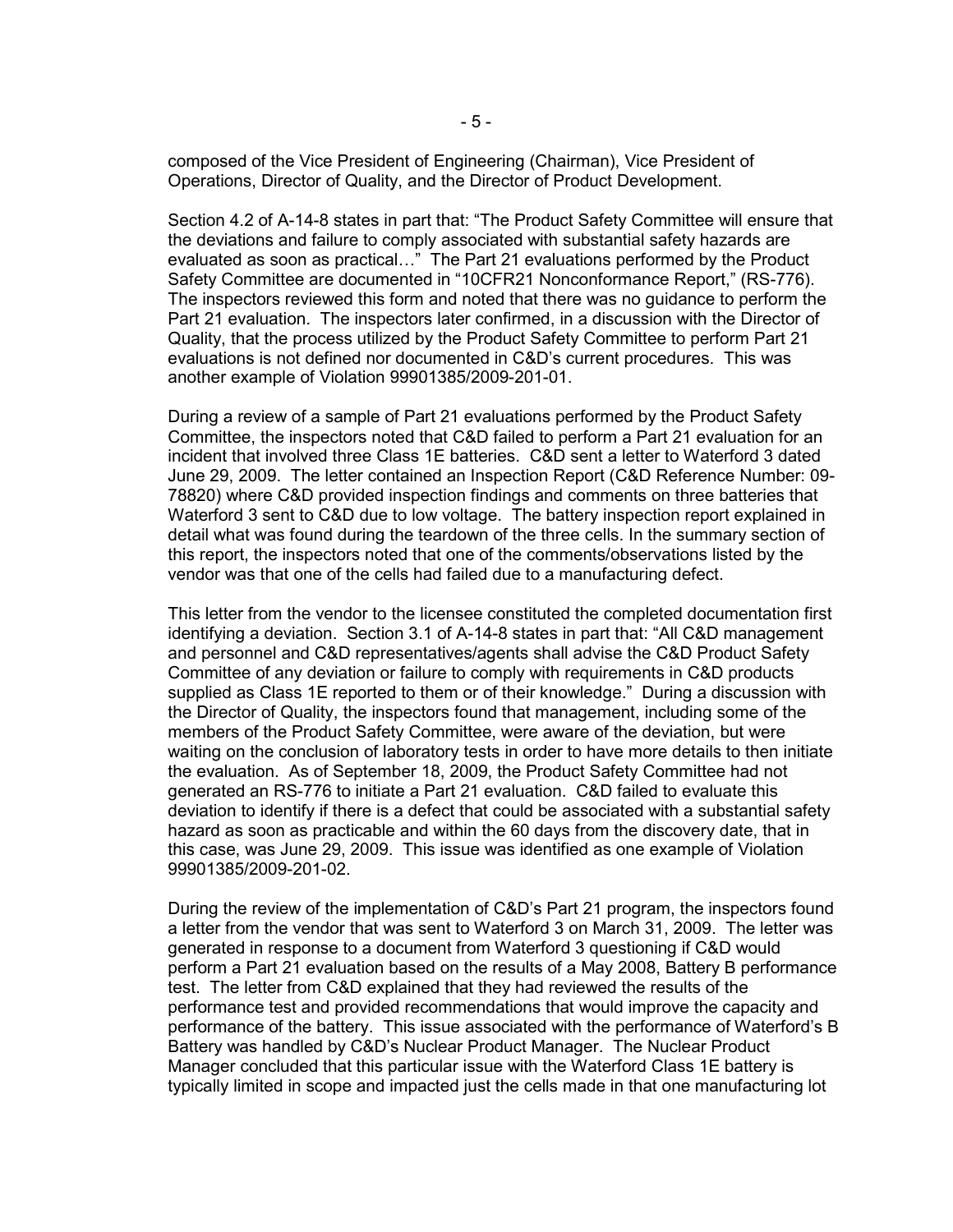composed of the Vice President of Engineering (Chairman), Vice President of Operations, Director of Quality, and the Director of Product Development.

Section 4.2 of A-14-8 states in part that: "The Product Safety Committee will ensure that the deviations and failure to comply associated with substantial safety hazards are evaluated as soon as practical…" The Part 21 evaluations performed by the Product Safety Committee are documented in "10CFR21 Nonconformance Report," (RS-776). The inspectors reviewed this form and noted that there was no guidance to perform the Part 21 evaluation. The inspectors later confirmed, in a discussion with the Director of Quality, that the process utilized by the Product Safety Committee to perform Part 21 evaluations is not defined nor documented in C&D's current procedures. This was another example of Violation 99901385/2009-201-01.

During a review of a sample of Part 21 evaluations performed by the Product Safety Committee, the inspectors noted that C&D failed to perform a Part 21 evaluation for an incident that involved three Class 1E batteries. C&D sent a letter to Waterford 3 dated June 29, 2009. The letter contained an Inspection Report (C&D Reference Number: 09-78820) where C&D provided inspection findings and comments on three batteries that Waterford 3 sent to C&D due to low voltage. The battery inspection report explained in detail what was found during the teardown of the three cells. In the summary section of this report, the inspectors noted that one of the comments/observations listed by the vendor was that one of the cells had failed due to a manufacturing defect.

This letter from the vendor to the licensee constituted the completed documentation first identifying a deviation. Section 3.1 of A-14-8 states in part that: "All C&D management and personnel and C&D representatives/agents shall advise the C&D Product Safety Committee of any deviation or failure to comply with requirements in C&D products supplied as Class 1E reported to them or of their knowledge." During a discussion with the Director of Quality, the inspectors found that management, including some of the members of the Product Safety Committee, were aware of the deviation, but were waiting on the conclusion of laboratory tests in order to have more details to then initiate the evaluation. As of September 18, 2009, the Product Safety Committee had not generated an RS-776 to initiate a Part 21 evaluation. C&D failed to evaluate this deviation to identify if there is a defect that could be associated with a substantial safety hazard as soon as practicable and within the 60 days from the discovery date, that in this case, was June 29, 2009. This issue was identified as one example of Violation 99901385/2009-201-02.

During the review of the implementation of C&D's Part 21 program, the inspectors found a letter from the vendor that was sent to Waterford 3 on March 31, 2009. The letter was generated in response to a document from Waterford 3 questioning if C&D would perform a Part 21 evaluation based on the results of a May 2008, Battery B performance test. The letter from C&D explained that they had reviewed the results of the performance test and provided recommendations that would improve the capacity and performance of the battery. This issue associated with the performance of Waterford's B Battery was handled by C&D's Nuclear Product Manager. The Nuclear Product Manager concluded that this particular issue with the Waterford Class 1E battery is typically limited in scope and impacted just the cells made in that one manufacturing lot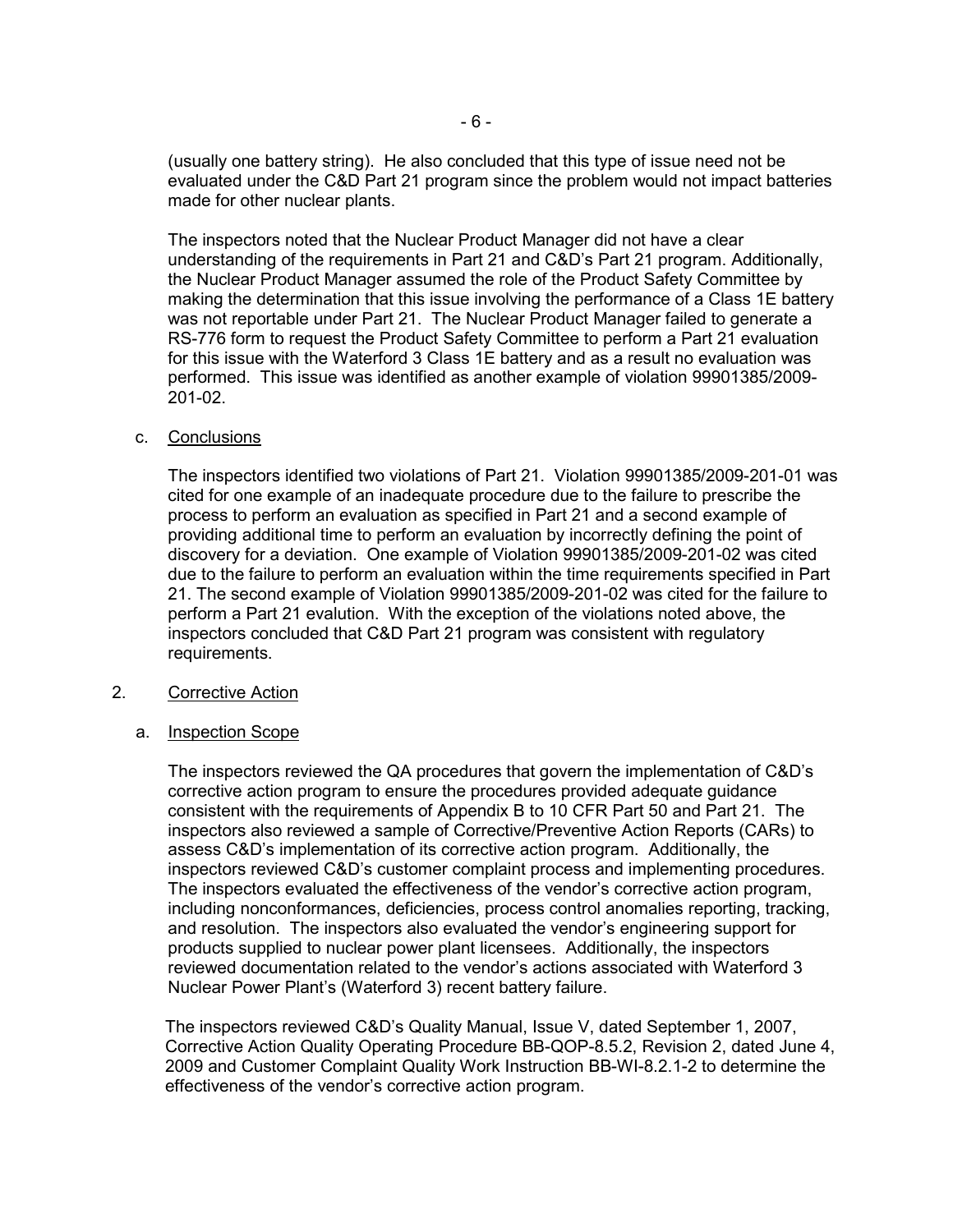(usually one battery string). He also concluded that this type of issue need not be evaluated under the C&D Part 21 program since the problem would not impact batteries made for other nuclear plants.

The inspectors noted that the Nuclear Product Manager did not have a clear understanding of the requirements in Part 21 and C&D's Part 21 program. Additionally, the Nuclear Product Manager assumed the role of the Product Safety Committee by making the determination that this issue involving the performance of a Class 1E battery was not reportable under Part 21. The Nuclear Product Manager failed to generate a RS-776 form to request the Product Safety Committee to perform a Part 21 evaluation for this issue with the Waterford 3 Class 1E battery and as a result no evaluation was performed. This issue was identified as another example of violation 99901385/2009-201-02.

c. Conclusions

The inspectors identified two violations of Part 21. Violation 99901385/2009-201-01 was cited for one example of an inadequate procedure due to the failure to prescribe the process to perform an evaluation as specified in Part 21 and a second example of providing additional time to perform an evaluation by incorrectly defining the point of discovery for a deviation. One example of Violation 99901385/2009-201-02 was cited due to the failure to perform an evaluation within the time requirements specified in Part 21. The second example of Violation 99901385/2009-201-02 was cited for the failure to perform a Part 21 evalution. With the exception of the violations noted above, the inspectors concluded that C&D Part 21 program was consistent with regulatory requirements.

2. Corrective Action

a. Inspection Scope

The inspectors reviewed the QA procedures that govern the implementation of C&D's corrective action program to ensure the procedures provided adequate guidance consistent with the requirements of Appendix B to 10 CFR Part 50 and Part 21. The inspectors also reviewed a sample of Corrective/Preventive Action Reports (CARs) to assess C&D's implementation of its corrective action program. Additionally, the inspectors reviewed C&D's customer complaint process and implementing procedures. The inspectors evaluated the effectiveness of the vendor's corrective action program, including nonconformances, deficiencies, process control anomalies reporting, tracking, and resolution. The inspectors also evaluated the vendor's engineering support for products supplied to nuclear power plant licensees. Additionally, the inspectors reviewed documentation related to the vendor's actions associated with Waterford 3 Nuclear Power Plant's (Waterford 3) recent battery failure.

The inspectors reviewed C&D's Quality Manual, Issue V, dated September 1, 2007, Corrective Action Quality Operating Procedure BB-QOP-8.5.2, Revision 2, dated June 4, 2009 and Customer Complaint Quality Work Instruction BB-WI-8.2.1-2 to determine the effectiveness of the vendor's corrective action program.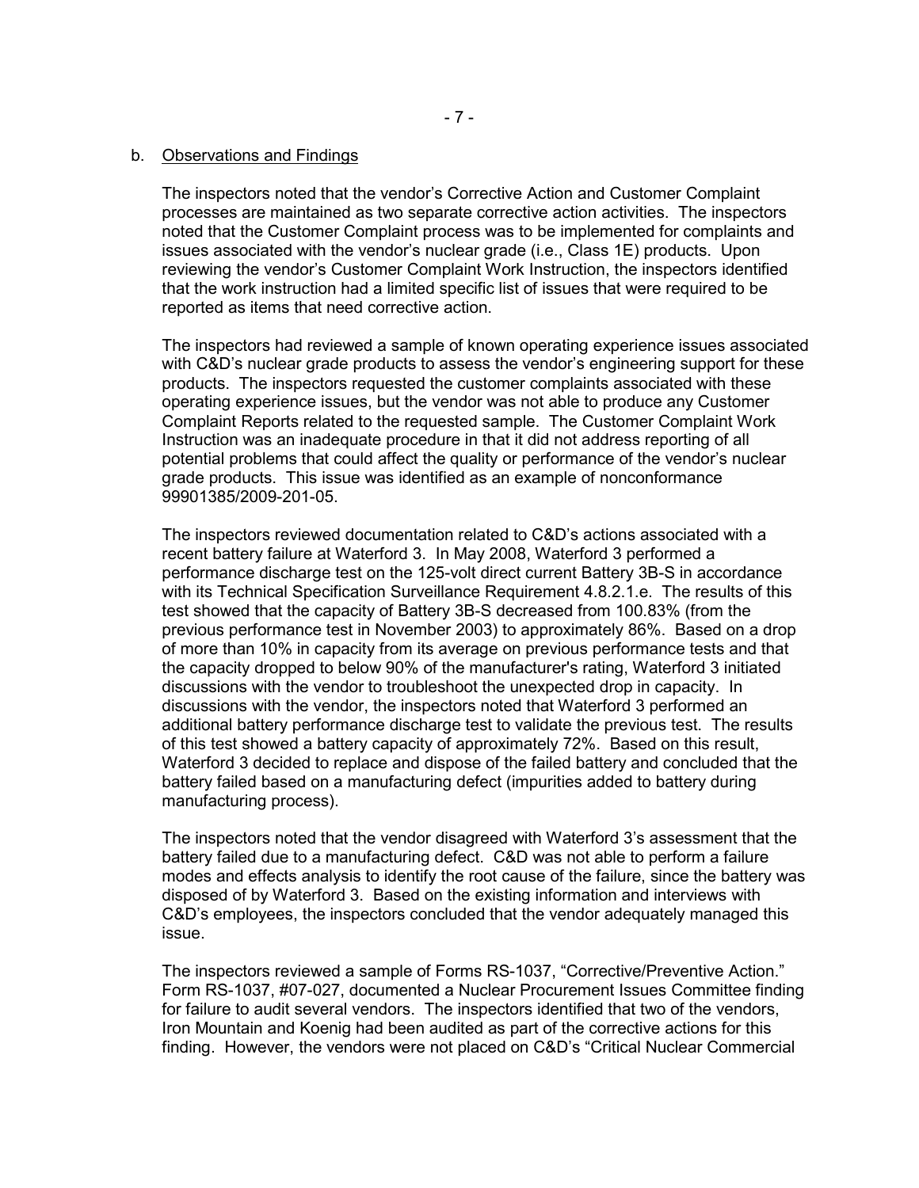b. Observations and Findings

The inspectors noted that the vendor's Corrective Action and Customer Complaint processes are maintained as two separate corrective action activities. The inspectors noted that the Customer Complaint process was to be implemented for complaints and issues associated with the vendor's nuclear grade (i.e., Class 1E) products. Upon reviewing the vendor's Customer Complaint Work Instruction, the inspectors identified that the work instruction had a limited specific list of issues that were required to be reported as items that need corrective action.

The inspectors had reviewed a sample of known operating experience issues associated with C&D's nuclear grade products to assess the vendor's engineering support for these products. The inspectors requested the customer complaints associated with these operating experience issues, but the vendor was not able to produce any Customer Complaint Reports related to the requested sample. The Customer Complaint Work Instruction was an inadequate procedure in that it did not address reporting of all potential problems that could affect the quality or performance of the vendor's nuclear grade products. This issue was identified as an example of nonconformance 99901385/2009-201-05.

The inspectors reviewed documentation related to C&D's actions associated with a recent battery failure at Waterford 3. In May 2008, Waterford 3 performed a performance discharge test on the 125-volt direct current Battery 3B-S in accordance with its Technical Specification Surveillance Requirement 4.8.2.1.e. The results of this test showed that the capacity of Battery 3B-S decreased from 100.83% (from the previous performance test in November 2003) to approximately 86%. Based on a drop of more than 10% in capacity from its average on previous performance tests and that the capacity dropped to below 90% of the manufacturer's rating, Waterford 3 initiated discussions with the vendor to troubleshoot the unexpected drop in capacity. In discussions with the vendor, the inspectors noted that Waterford 3 performed an additional battery performance discharge test to validate the previous test. The results of this test showed a battery capacity of approximately 72%. Based on this result, Waterford 3 decided to replace and dispose of the failed battery and concluded that the battery failed based on a manufacturing defect (impurities added to battery during manufacturing process).

The inspectors noted that the vendor disagreed with Waterford 3's assessment that the battery failed due to a manufacturing defect. C&D was not able to perform a failure modes and effects analysis to identify the root cause of the failure, since the battery was disposed of by Waterford 3. Based on the existing information and interviews with C&D's employees, the inspectors concluded that the vendor adequately managed this issue.

The inspectors reviewed a sample of Forms RS-1037, "Corrective/Preventive Action." Form RS-1037, #07-027, documented a Nuclear Procurement Issues Committee finding for failure to audit several vendors. The inspectors identified that two of the vendors, Iron Mountain and Koenig had been audited as part of the corrective actions for this finding. However, the vendors were not placed on C&D's "Critical Nuclear Commercial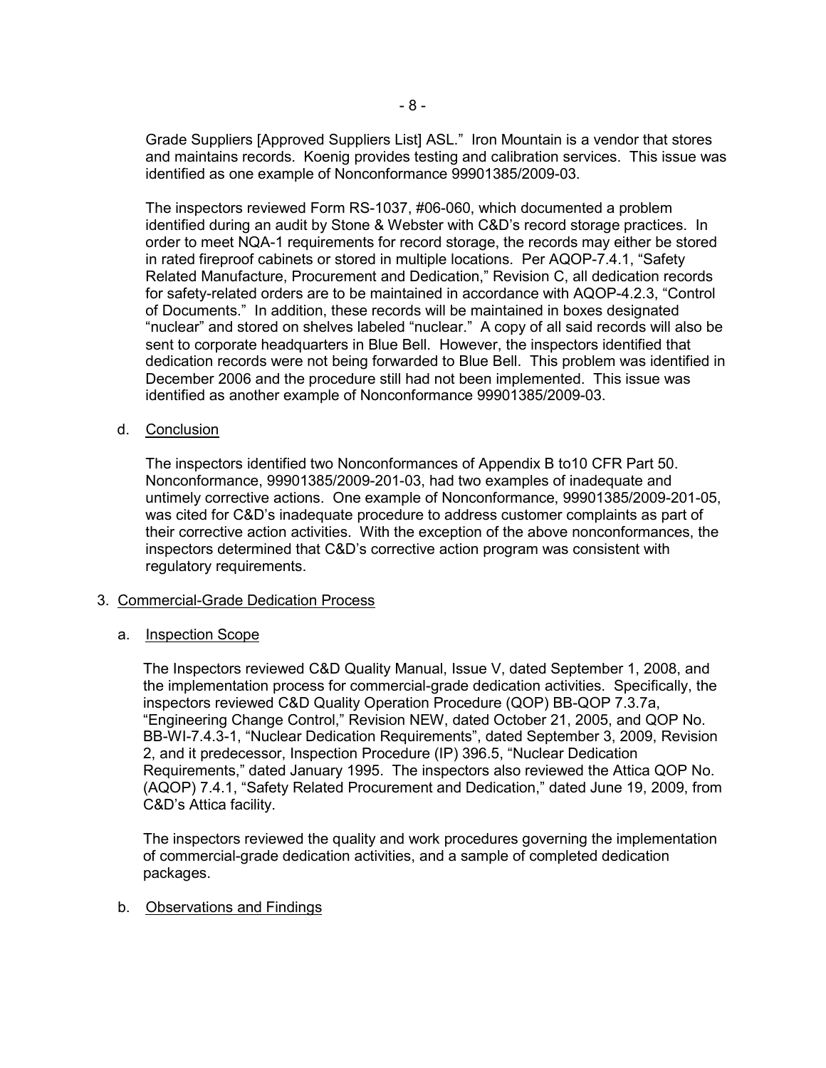Grade Suppliers [Approved Suppliers List] ASL." Iron Mountain is a vendor that stores and maintains records. Koenig provides testing and calibration services. This issue was identified as one example of Nonconformance 99901385/2009-03.

The inspectors reviewed Form RS-1037, #06-060, which documented a problem identified during an audit by Stone & Webster with C&D's record storage practices. In order to meet NQA-1 requirements for record storage, the records may either be stored in rated fireproof cabinets or stored in multiple locations. Per AQOP-7.4.1, "Safety Related Manufacture, Procurement and Dedication," Revision C, all dedication records for safety-related orders are to be maintained in accordance with AQOP-4.2.3, "Control of Documents." In addition, these records will be maintained in boxes designated "nuclear" and stored on shelves labeled "nuclear." A copy of all said records will also be sent to corporate headquarters in Blue Bell. However, the inspectors identified that dedication records were not being forwarded to Blue Bell. This problem was identified in December 2006 and the procedure still had not been implemented. This issue was identified as another example of Nonconformance 99901385/2009-03.

d. Conclusion

The inspectors identified two Nonconformances of Appendix B to10 CFR Part 50. Nonconformance, 99901385/2009-201-03, had two examples of inadequate and untimely corrective actions. One example of Nonconformance, 99901385/2009-201-05, was cited for C&D's inadequate procedure to address customer complaints as part of their corrective action activities. With the exception of the above nonconformances, the inspectors determined that C&D's corrective action program was consistent with regulatory requirements.

3. Commercial-Grade Dedication Process

a. Inspection Scope

The Inspectors reviewed C&D Quality Manual, Issue V, dated September 1, 2008, and the implementation process for commercial-grade dedication activities. Specifically, the inspectors reviewed C&D Quality Operation Procedure (QOP) BB-QOP 7.3.7a, "Engineering Change Control," Revision NEW, dated October 21, 2005, and QOP No. BB-WI-7.4.3-1, "Nuclear Dedication Requirements", dated September 3, 2009, Revision 2, and it predecessor, Inspection Procedure (IP) 396.5, "Nuclear Dedication Requirements," dated January 1995. The inspectors also reviewed the Attica QOP No. (AQOP) 7.4.1, "Safety Related Procurement and Dedication," dated June 19, 2009, from C&D's Attica facility.

The inspectors reviewed the quality and work procedures governing the implementation of commercial-grade dedication activities, and a sample of completed dedication packages.

b. Observations and Findings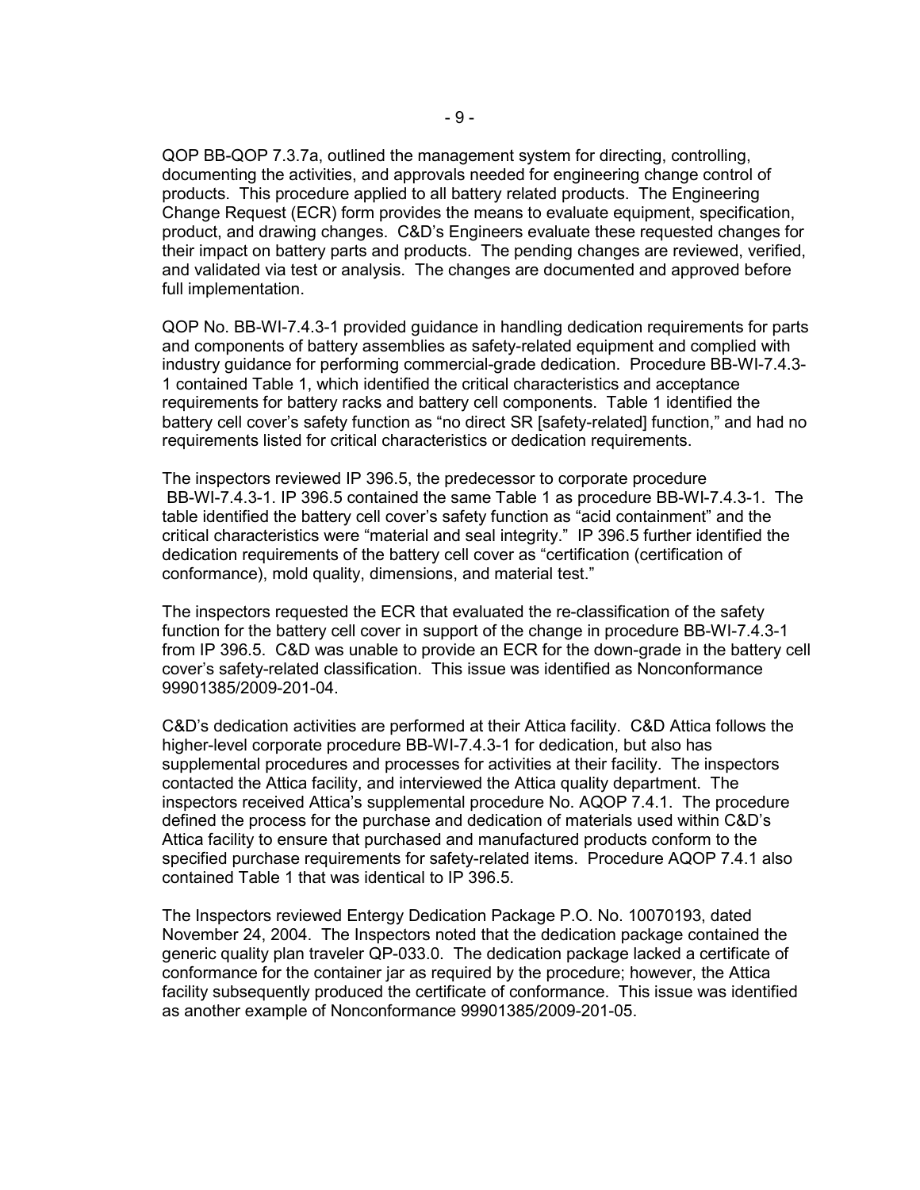QOP BB-QOP 7.3.7a, outlined the management system for directing, controlling, documenting the activities, and approvals needed for engineering change control of products. This procedure applied to all battery related products. The Engineering Change Request (ECR) form provides the means to evaluate equipment, specification, product, and drawing changes. C&D's Engineers evaluate these requested changes for their impact on battery parts and products. The pending changes are reviewed, verified, and validated via test or analysis. The changes are documented and approved before full implementation.

QOP No. BB-WI-7.4.3-1 provided guidance in handling dedication requirements for parts and components of battery assemblies as safety-related equipment and complied with industry guidance for performing commercial-grade dedication. Procedure BB-WI-7.4.3-1 contained Table 1, which identified the critical characteristics and acceptance requirements for battery racks and battery cell components. Table 1 identified the battery cell cover's safety function as "no direct SR [safety-related] function," and had no requirements listed for critical characteristics or dedication requirements.

The inspectors reviewed IP 396.5, the predecessor to corporate procedure BB-WI-7.4.3-1. IP 396.5 contained the same Table 1 as procedure BB-WI-7.4.3-1. The table identified the battery cell cover's safety function as "acid containment" and the critical characteristics were "material and seal integrity." IP 396.5 further identified the dedication requirements of the battery cell cover as "certification (certification of conformance), mold quality, dimensions, and material test."

The inspectors requested the ECR that evaluated the re-classification of the safety function for the battery cell cover in support of the change in procedure BB-WI-7.4.3-1 from IP 396.5. C&D was unable to provide an ECR for the down-grade in the battery cell cover's safety-related classification. This issue was identified as Nonconformance 99901385/2009-201-04.

C&D's dedication activities are performed at their Attica facility. C&D Attica follows the higher-level corporate procedure BB-WI-7.4.3-1 for dedication, but also has supplemental procedures and processes for activities at their facility. The inspectors contacted the Attica facility, and interviewed the Attica quality department. The inspectors received Attica's supplemental procedure No. AQOP 7.4.1. The procedure defined the process for the purchase and dedication of materials used within C&D's Attica facility to ensure that purchased and manufactured products conform to the specified purchase requirements for safety-related items. Procedure AQOP 7.4.1 also contained Table 1 that was identical to IP 396.5.

The Inspectors reviewed Entergy Dedication Package P.O. No. 10070193, dated November 24, 2004. The Inspectors noted that the dedication package contained the generic quality plan traveler QP-033.0. The dedication package lacked a certificate of conformance for the container jar as required by the procedure; however, the Attica facility subsequently produced the certificate of conformance. This issue was identified as another example of Nonconformance 99901385/2009-201-05.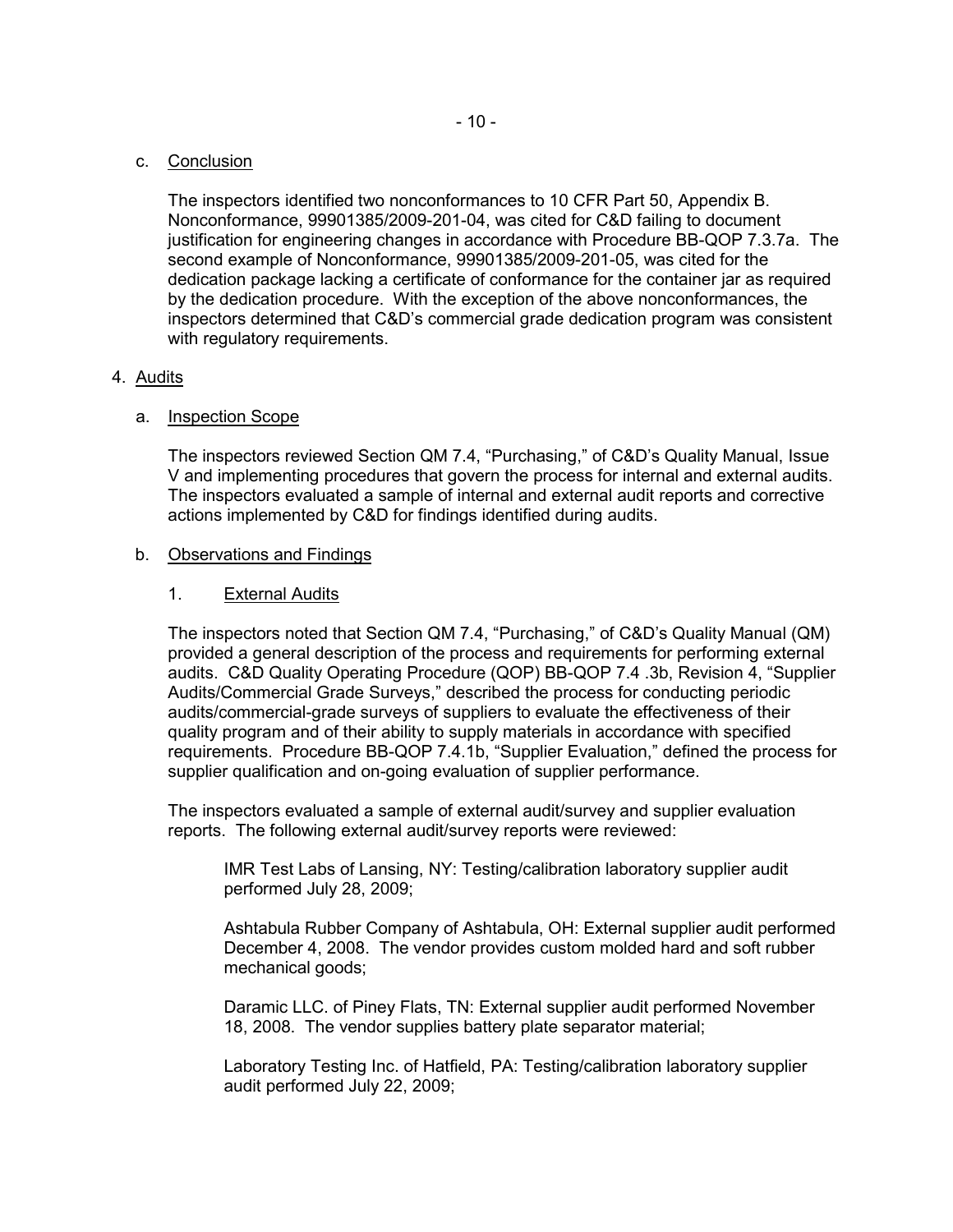c. Conclusion

The inspectors identified two nonconformances to 10 CFR Part 50, Appendix B. Nonconformance, 99901385/2009-201-04, was cited for C&D failing to document justification for engineering changes in accordance with Procedure BB-QOP 7.3.7a. The second example of Nonconformance, 99901385/2009-201-05, was cited for the dedication package lacking a certificate of conformance for the container jar as required by the dedication procedure. With the exception of the above nonconformances, the inspectors determined that C&D's commercial grade dedication program was consistent with regulatory requirements.

4. Audits

a. Inspection Scope

The inspectors reviewed Section QM 7.4, "Purchasing," of C&D's Quality Manual, Issue V and implementing procedures that govern the process for internal and external audits. The inspectors evaluated a sample of internal and external audit reports and corrective actions implemented by C&D for findings identified during audits.

b. Observations and Findings

1. External Audits

The inspectors noted that Section QM 7.4, "Purchasing," of C&D's Quality Manual (QM) provided a general description of the process and requirements for performing external audits. C&D Quality Operating Procedure (QOP) BB-QOP 7.4 .3b, Revision 4, "Supplier Audits/Commercial Grade Surveys," described the process for conducting periodic audits/commercial-grade surveys of suppliers to evaluate the effectiveness of their quality program and of their ability to supply materials in accordance with specified requirements. Procedure BB-QOP 7.4.1b, "Supplier Evaluation," defined the process for supplier qualification and on-going evaluation of supplier performance.

The inspectors evaluated a sample of external audit/survey and supplier evaluation reports. The following external audit/survey reports were reviewed:

IMR Test Labs of Lansing, NY: Testing/calibration laboratory supplier audit performed July 28, 2009;

Ashtabula Rubber Company of Ashtabula, OH: External supplier audit performed December 4, 2008. The vendor provides custom molded hard and soft rubber mechanical goods;

Daramic LLC. of Piney Flats, TN: External supplier audit performed November 18, 2008. The vendor supplies battery plate separator material;

Laboratory Testing Inc. of Hatfield, PA: Testing/calibration laboratory supplier audit performed July 22, 2009;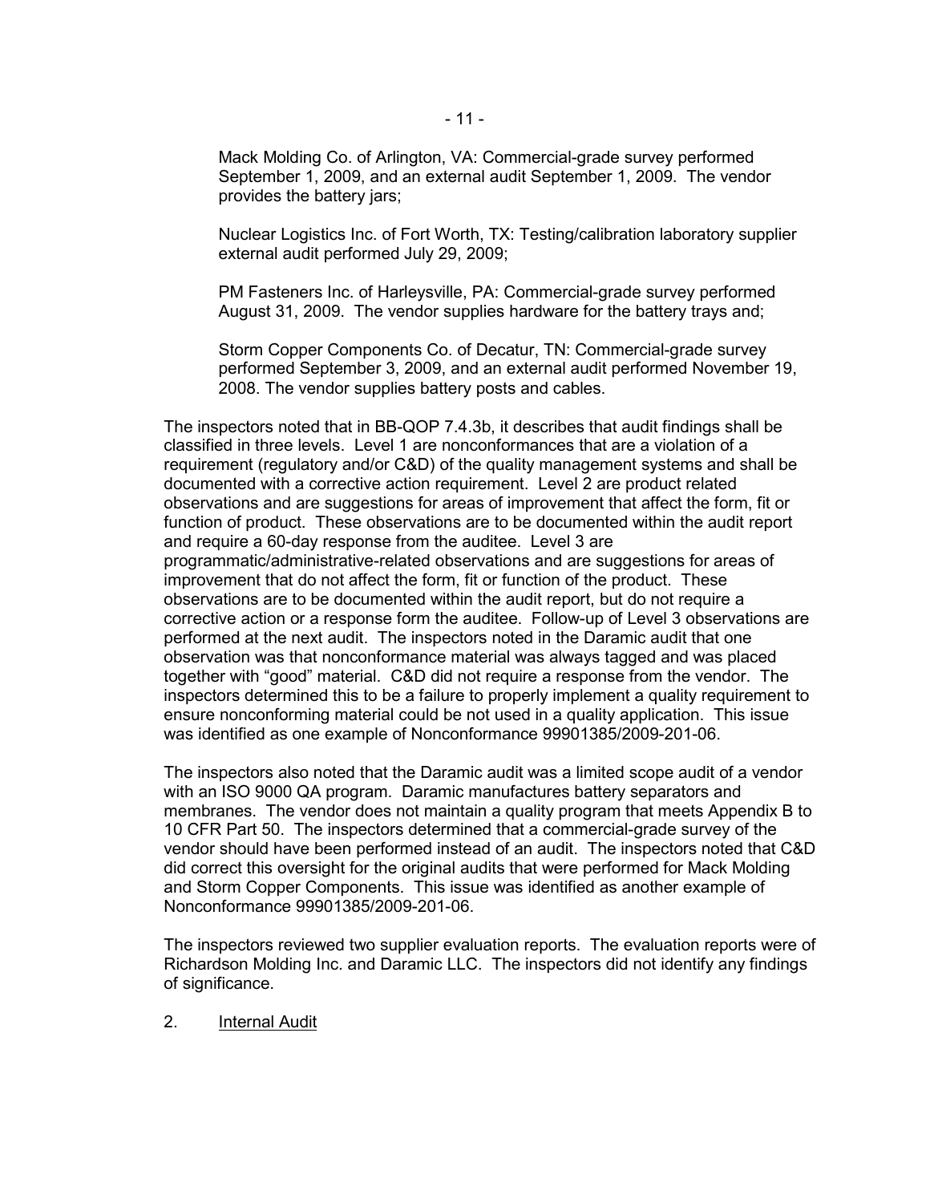Mack Molding Co. of Arlington, VA: Commercial-grade survey performed September 1, 2009, and an external audit September 1, 2009. The vendor provides the battery jars;

Nuclear Logistics Inc. of Fort Worth, TX: Testing/calibration laboratory supplier external audit performed July 29, 2009;

PM Fasteners Inc. of Harleysville, PA: Commercial-grade survey performed August 31, 2009. The vendor supplies hardware for the battery trays and;

Storm Copper Components Co. of Decatur, TN: Commercial-grade survey performed September 3, 2009, and an external audit performed November 19, 2008. The vendor supplies battery posts and cables.

The inspectors noted that in BB-QOP 7.4.3b, it describes that audit findings shall be classified in three levels. Level 1 are nonconformances that are a violation of a requirement (regulatory and/or C&D) of the quality management systems and shall be documented with a corrective action requirement. Level 2 are product related observations and are suggestions for areas of improvement that affect the form, fit or function of product. These observations are to be documented within the audit report and require a 60-day response from the auditee. Level 3 are programmatic/administrative-related observations and are suggestions for areas of improvement that do not affect the form, fit or function of the product. These observations are to be documented within the audit report, but do not require a corrective action or a response form the auditee. Follow-up of Level 3 observations are performed at the next audit. The inspectors noted in the Daramic audit that one observation was that nonconformance material was always tagged and was placed together with "good" material. C&D did not require a response from the vendor. The inspectors determined this to be a failure to properly implement a quality requirement to ensure nonconforming material could be not used in a quality application. This issue was identified as one example of Nonconformance 99901385/2009-201-06.

The inspectors also noted that the Daramic audit was a limited scope audit of a vendor with an ISO 9000 QA program. Daramic manufactures battery separators and membranes. The vendor does not maintain a quality program that meets Appendix B to 10 CFR Part 50. The inspectors determined that a commercial-grade survey of the vendor should have been performed instead of an audit. The inspectors noted that C&D did correct this oversight for the original audits that were performed for Mack Molding and Storm Copper Components. This issue was identified as another example of Nonconformance 99901385/2009-201-06.

The inspectors reviewed two supplier evaluation reports. The evaluation reports were of Richardson Molding Inc. and Daramic LLC. The inspectors did not identify any findings of significance.

2. Internal Audit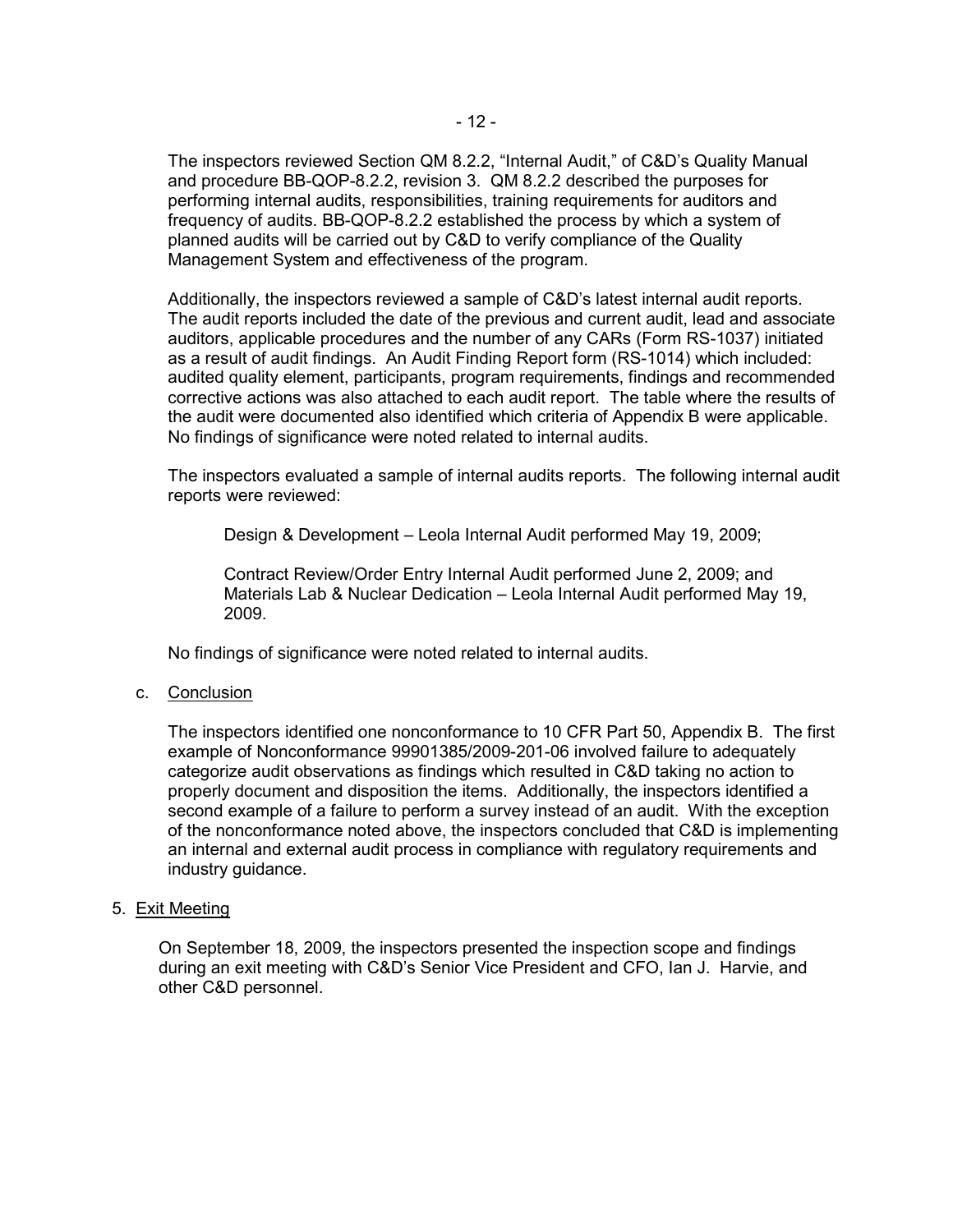The inspectors reviewed Section QM 8.2.2, "Internal Audit," of C&D's Quality Manual and procedure BB-QOP-8.2.2, revision 3. QM 8.2.2 described the purposes for performing internal audits, responsibilities, training requirements for auditors and frequency of audits. BB-QOP-8.2.2 established the process by which a system of planned audits will be carried out by C&D to verify compliance of the Quality Management System and effectiveness of the program.

Additionally, the inspectors reviewed a sample of C&D's latest internal audit reports. The audit reports included the date of the previous and current audit, lead and associate auditors, applicable procedures and the number of any CARs (Form RS-1037) initiated as a result of audit findings. An Audit Finding Report form (RS-1014) which included: audited quality element, participants, program requirements, findings and recommended corrective actions was also attached to each audit report. The table where the results of the audit were documented also identified which criteria of Appendix B were applicable. No findings of significance were noted related to internal audits.

The inspectors evaluated a sample of internal audits reports. The following internal audit reports were reviewed:

Design & Development – Leola Internal Audit performed May 19, 2009;

Contract Review/Order Entry Internal Audit performed June 2, 2009; and Materials Lab & Nuclear Dedication – Leola Internal Audit performed May 19, 2009.

No findings of significance were noted related to internal audits.

c. Conclusion

The inspectors identified one nonconformance to 10 CFR Part 50, Appendix B. The first example of Nonconformance 99901385/2009-201-06 involved failure to adequately categorize audit observations as findings which resulted in C&D taking no action to properly document and disposition the items. Additionally, the inspectors identified a second example of a failure to perform a survey instead of an audit. With the exception of the nonconformance noted above, the inspectors concluded that C&D is implementing an internal and external audit process in compliance with regulatory requirements and industry guidance.

5. Exit Meeting

On September 18, 2009, the inspectors presented the inspection scope and findings during an exit meeting with C&D's Senior Vice President and CFO, Ian J. Harvie, and other C&D personnel.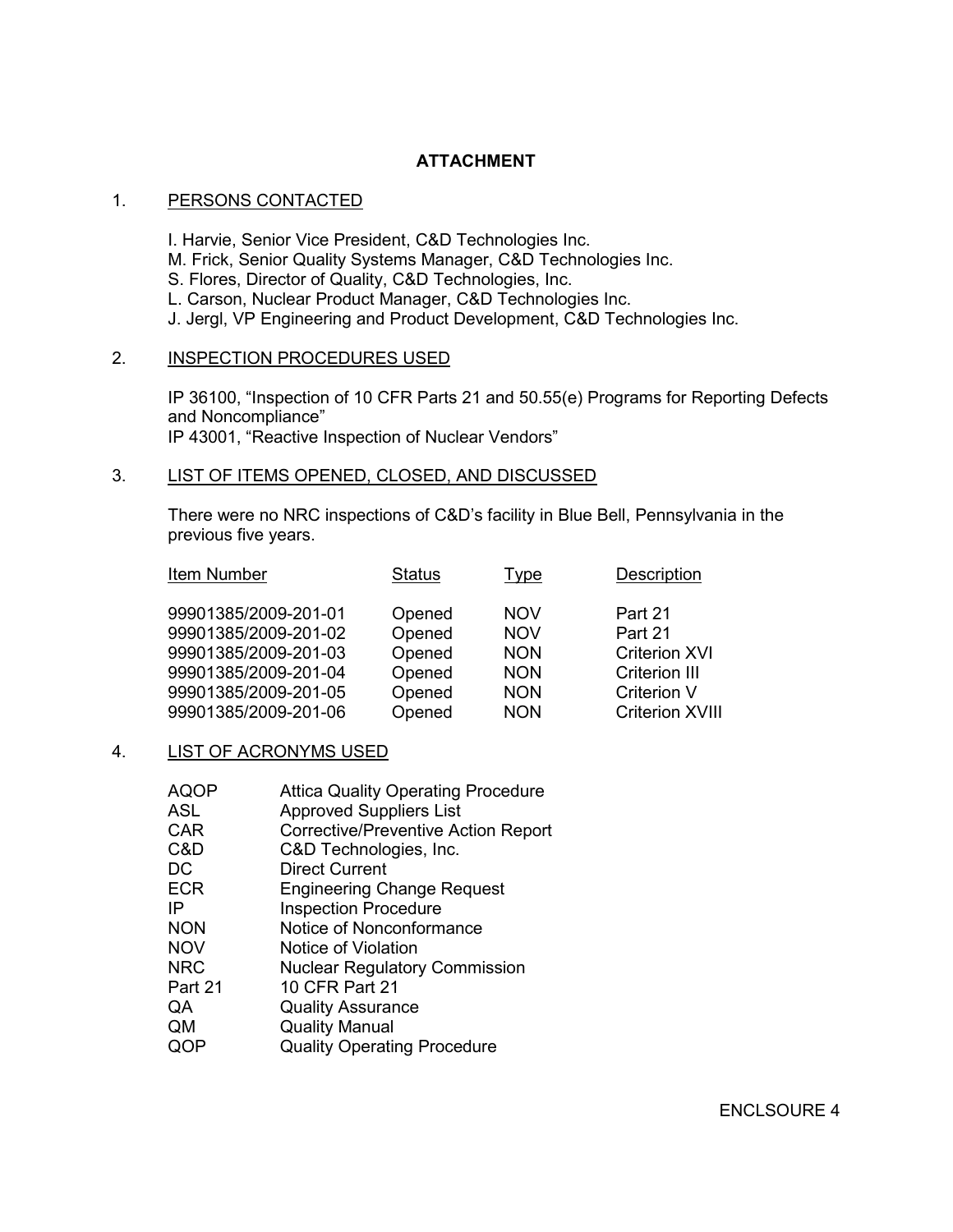# ATTACHMENT

1. PERSONS CONTACTED

I. Harvie, Senior Vice President, C&D Technologies Inc.
M. Frick, Senior Quality Systems Manager, C&D Technologies Inc.
S. Flores, Director of Quality, C&D Technologies, Inc.
L. Carson, Nuclear Product Manager, C&D Technologies Inc.
J. Jergl, VP Engineering and Product Development, C&D Technologies Inc.

2. INSPECTION PROCEDURES USED

IP 36100, "Inspection of 10 CFR Parts 21 and 50.55(e) Programs for Reporting Defects and Noncompliance"
IP 43001, "Reactive Inspection of Nuclear Vendors"

3. LIST OF ITEMS OPENED, CLOSED, AND DISCUSSED

There were no NRC inspections of C&D's facility in Blue Bell, Pennsylvania in the previous five years.

| Item Number | Status | Type | Description |
|---|---|---|---|
| 99901385/2009-201-01 | Opened | NOV | Part 21 |
| 99901385/2009-201-02 | Opened | NOV | Part 21 |
| 99901385/2009-201-03 | Opened | NON | Criterion XVI |
| 99901385/2009-201-04 | Opened | NON | Criterion III |
| 99901385/2009-201-05 | Opened | NON | Criterion V |
| 99901385/2009-201-06 | Opened | NON | Criterion XVIII |

4. LIST OF ACRONYMS USED

| | |
|---|---|
| AQOP | Attica Quality Operating Procedure |
| ASL | Approved Suppliers List |
| CAR | Corrective/Preventive Action Report |
| C&D | C&D Technologies, Inc. |
| DC | Direct Current |
| ECR | Engineering Change Request |
| IP | Inspection Procedure |
| NON | Notice of Nonconformance |
| NOV | Notice of Violation |
| NRC | Nuclear Regulatory Commission |
| Part 21 | 10 CFR Part 21 |
| QA | Quality Assurance |
| QM | Quality Manual |
| QOP | Quality Operating Procedure |

ENCLSOURE 4